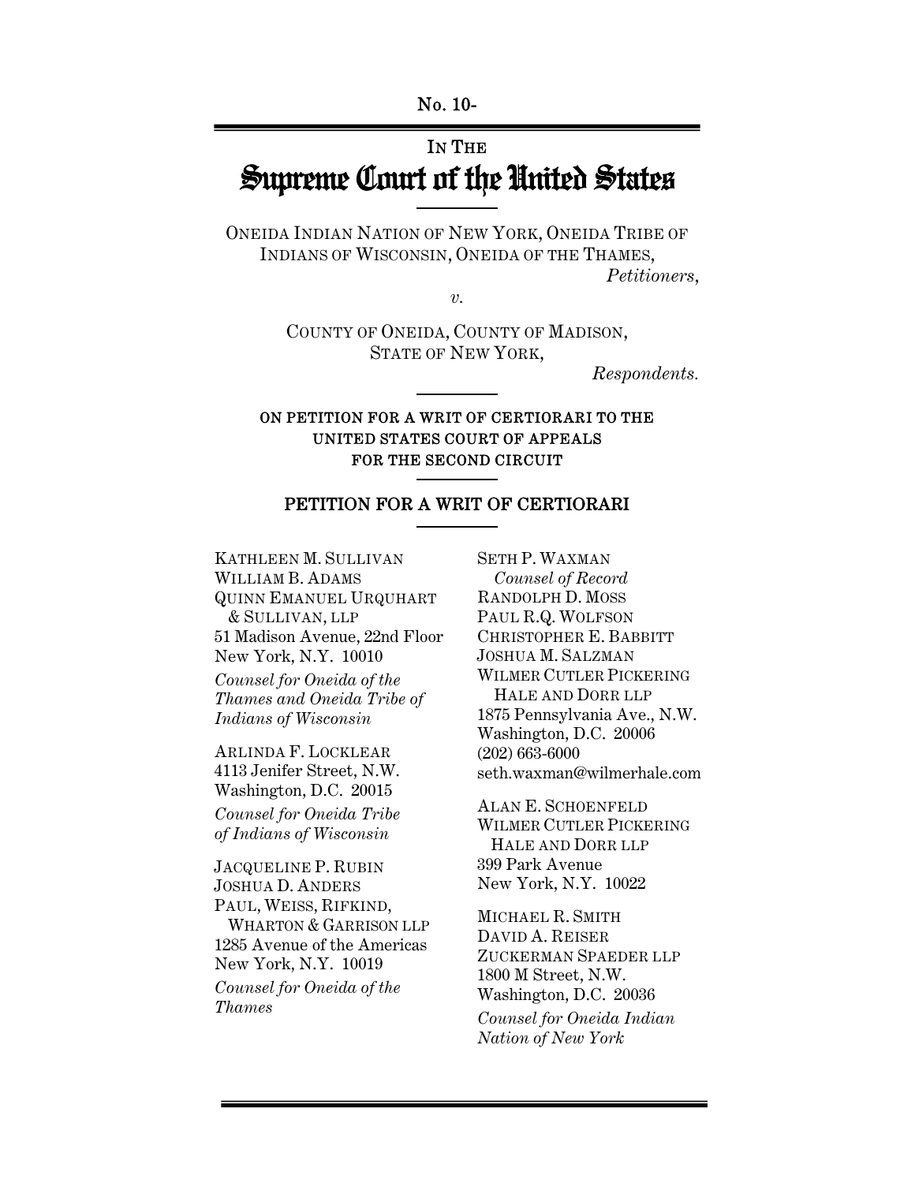No. 10-

IN THE

# Supreme Court of the United States

ONEIDA INDIAN NATION OF NEW YORK, ONEIDA TRIBE OF INDIANS OF WISCONSIN, ONEIDA OF THE THAMES,
*Petitioners*,

*v.*

COUNTY OF ONEIDA, COUNTY OF MADISON, STATE OF NEW YORK,
*Respondents.*

**ON PETITION FOR A WRIT OF CERTIORARI TO THE UNITED STATES COURT OF APPEALS FOR THE SECOND CIRCUIT**

## PETITION FOR A WRIT OF CERTIORARI

SETH P. WAXMAN
*Counsel of Record*
RANDOLPH D. MOSS
PAUL R.Q. WOLFSON
CHRISTOPHER E. BABBITT
JOSHUA M. SALZMAN
WILMER CUTLER PICKERING HALE AND DORR LLP
1875 Pennsylvania Ave., N.W.
Washington, D.C. 20006
(202) 663-6000
seth.waxman@wilmerhale.com

ALAN E. SCHOENFELD
WILMER CUTLER PICKERING HALE AND DORR LLP
399 Park Avenue
New York, N.Y. 10022

MICHAEL R. SMITH
DAVID A. REISER
ZUCKERMAN SPAEDER LLP
1800 M Street, N.W.
Washington, D.C. 20036
*Counsel for Oneida Indian Nation of New York*

KATHLEEN M. SULLIVAN
WILLIAM B. ADAMS
QUINN EMANUEL URQUHART & SULLIVAN, LLP
51 Madison Avenue, 22nd Floor
New York, N.Y. 10010
*Counsel for Oneida of the Thames and Oneida Tribe of Indians of Wisconsin*

ARLINDA F. LOCKLEAR
4113 Jenifer Street, N.W.
Washington, D.C. 20015
*Counsel for Oneida Tribe of Indians of Wisconsin*

JACQUELINE P. RUBIN
JOSHUA D. ANDERS
PAUL, WEISS, RIFKIND, WHARTON & GARRISON LLP
1285 Avenue of the Americas
New York, N.Y. 10019
*Counsel for Oneida of the Thames*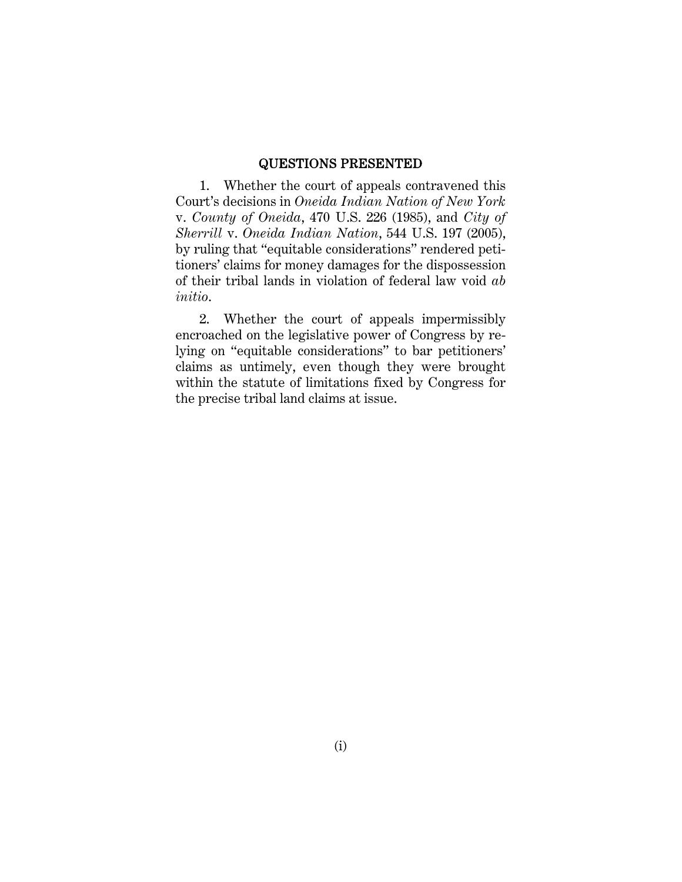## QUESTIONS PRESENTED

1. Whether the court of appeals contravened this Court's decisions in *Oneida Indian Nation of New York* v. *County of Oneida*, 470 U.S. 226 (1985), and *City of Sherrill* v. *Oneida Indian Nation*, 544 U.S. 197 (2005), by ruling that "equitable considerations" rendered petitioners' claims for money damages for the dispossession of their tribal lands in violation of federal law void *ab initio*.

2. Whether the court of appeals impermissibly encroached on the legislative power of Congress by relying on "equitable considerations" to bar petitioners' claims as untimely, even though they were brought within the statute of limitations fixed by Congress for the precise tribal land claims at issue.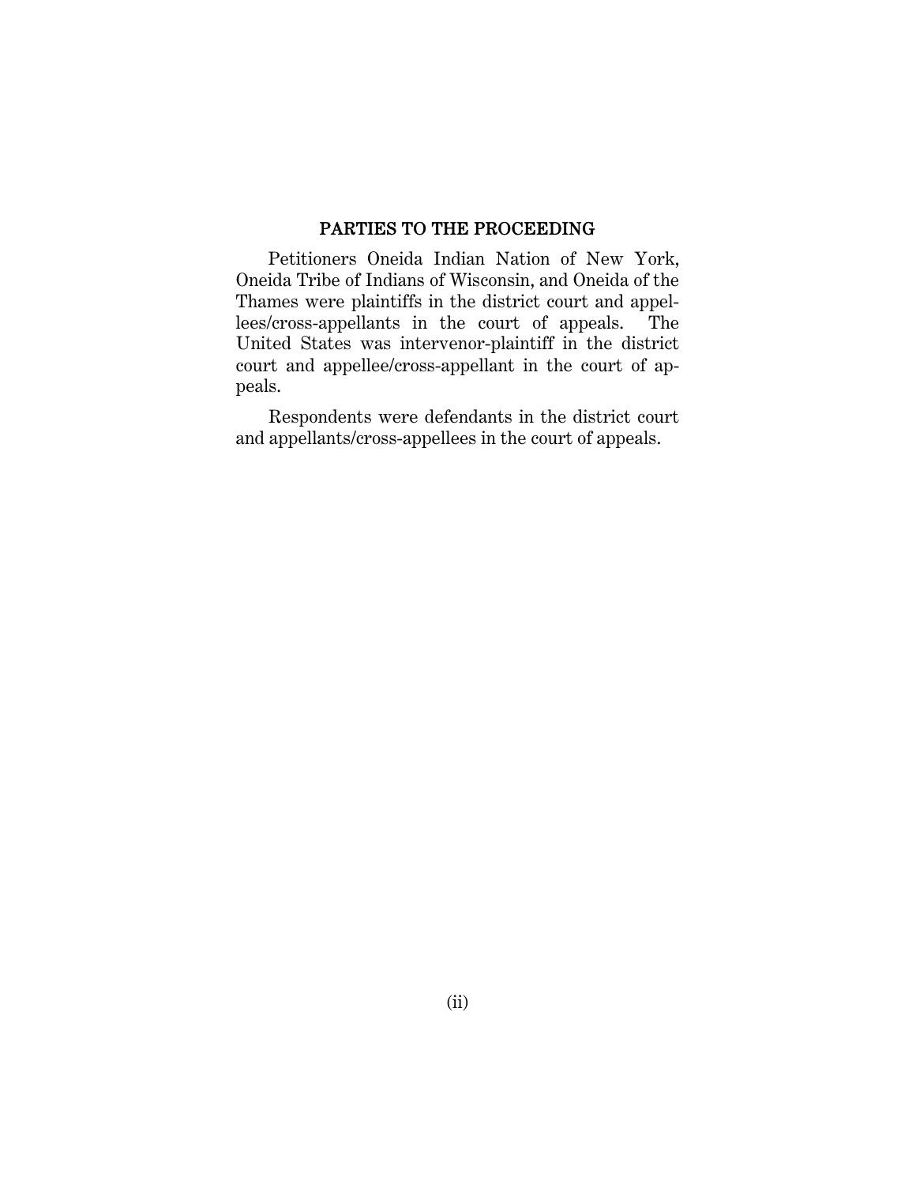## PARTIES TO THE PROCEEDING

Petitioners Oneida Indian Nation of New York, Oneida Tribe of Indians of Wisconsin, and Oneida of the Thames were plaintiffs in the district court and appellees/cross-appellants in the court of appeals. The United States was intervenor-plaintiff in the district court and appellee/cross-appellant in the court of appeals.

Respondents were defendants in the district court and appellants/cross-appellees in the court of appeals.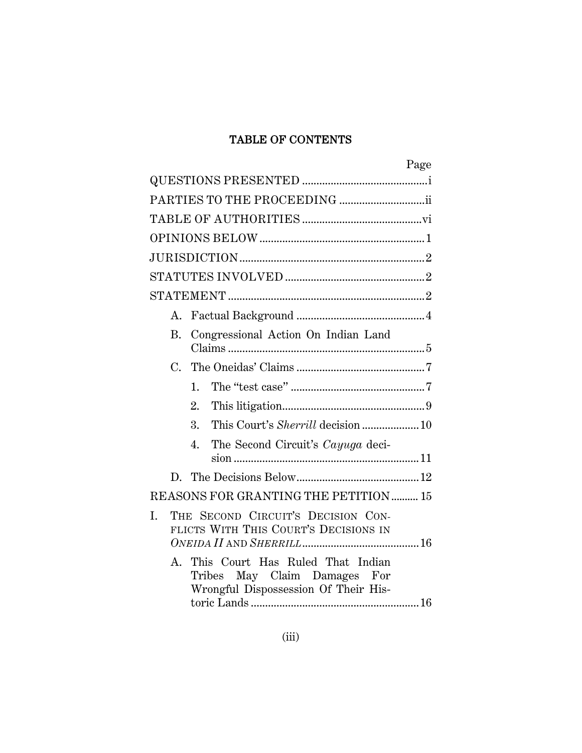## TABLE OF CONTENTS

| | Page |
|---|---|
| QUESTIONS PRESENTED | i |
| PARTIES TO THE PROCEEDING | ii |
| TABLE OF AUTHORITIES | vi |
| OPINIONS BELOW | 1 |
| JURISDICTION | 2 |
| STATUTES INVOLVED | 2 |
| STATEMENT | 2 |
| A. Factual Background | 4 |
| B. Congressional Action On Indian Land Claims | 5 |
| C. The Oneidas' Claims | 7 |
| 1. The "test case" | 7 |
| 2. This litigation | 9 |
| 3. This Court's *Sherrill* decision | 10 |
| 4. The Second Circuit's *Cayuga* decision | 11 |
| D. The Decisions Below | 12 |
| REASONS FOR GRANTING THE PETITION | 15 |
| I. THE SECOND CIRCUIT'S DECISION CONFLICTS WITH THIS COURT'S DECISIONS IN *ONEIDA II* AND *SHERRILL* | 16 |
| A. This Court Has Ruled That Indian Tribes May Claim Damages For Wrongful Dispossession Of Their Historic Lands | 16 |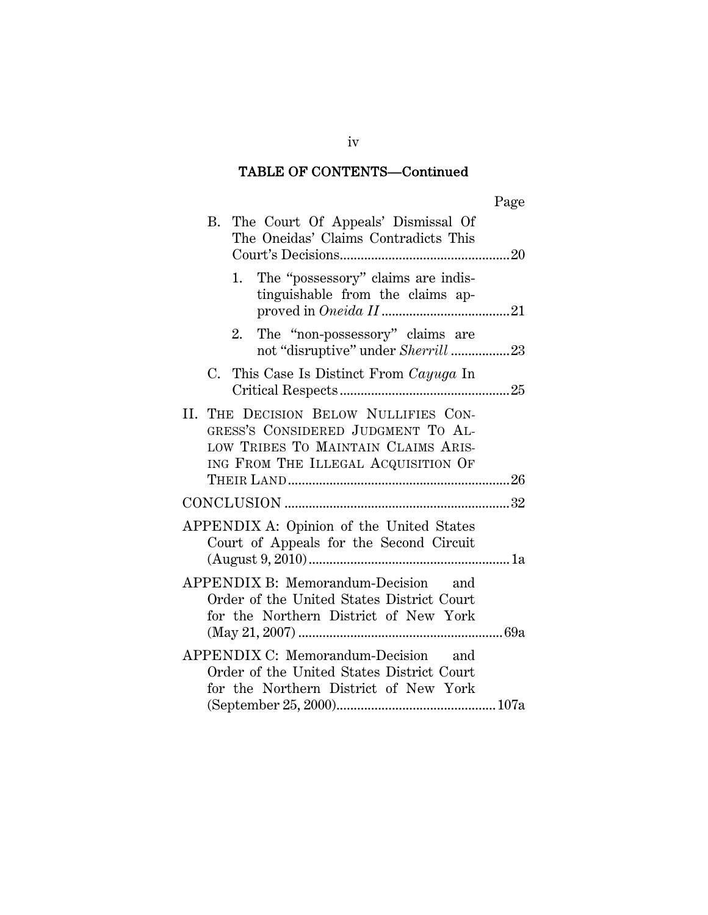## TABLE OF CONTENTS—Continued

| | Page |
|---|---|
| B. The Court Of Appeals' Dismissal Of The Oneidas' Claims Contradicts This Court's Decisions | 20 |
| 1. The "possessory" claims are indistinguishable from the claims approved in *Oneida II* | 21 |
| 2. The "non-possessory" claims are not "disruptive" under *Sherrill* | 23 |
| C. This Case Is Distinct From *Cayuga* In Critical Respects | 25 |
| II. THE DECISION BELOW NULLIFIES CONGRESS'S CONSIDERED JUDGMENT TO ALLOW TRIBES TO MAINTAIN CLAIMS ARISING FROM THE ILLEGAL ACQUISITION OF THEIR LAND | 26 |
| CONCLUSION | 32 |
| APPENDIX A: Opinion of the United States Court of Appeals for the Second Circuit (August 9, 2010) | 1a |
| APPENDIX B: Memorandum-Decision and Order of the United States District Court for the Northern District of New York (May 21, 2007) | 69a |
| APPENDIX C: Memorandum-Decision and Order of the United States District Court for the Northern District of New York (September 25, 2000) | 107a |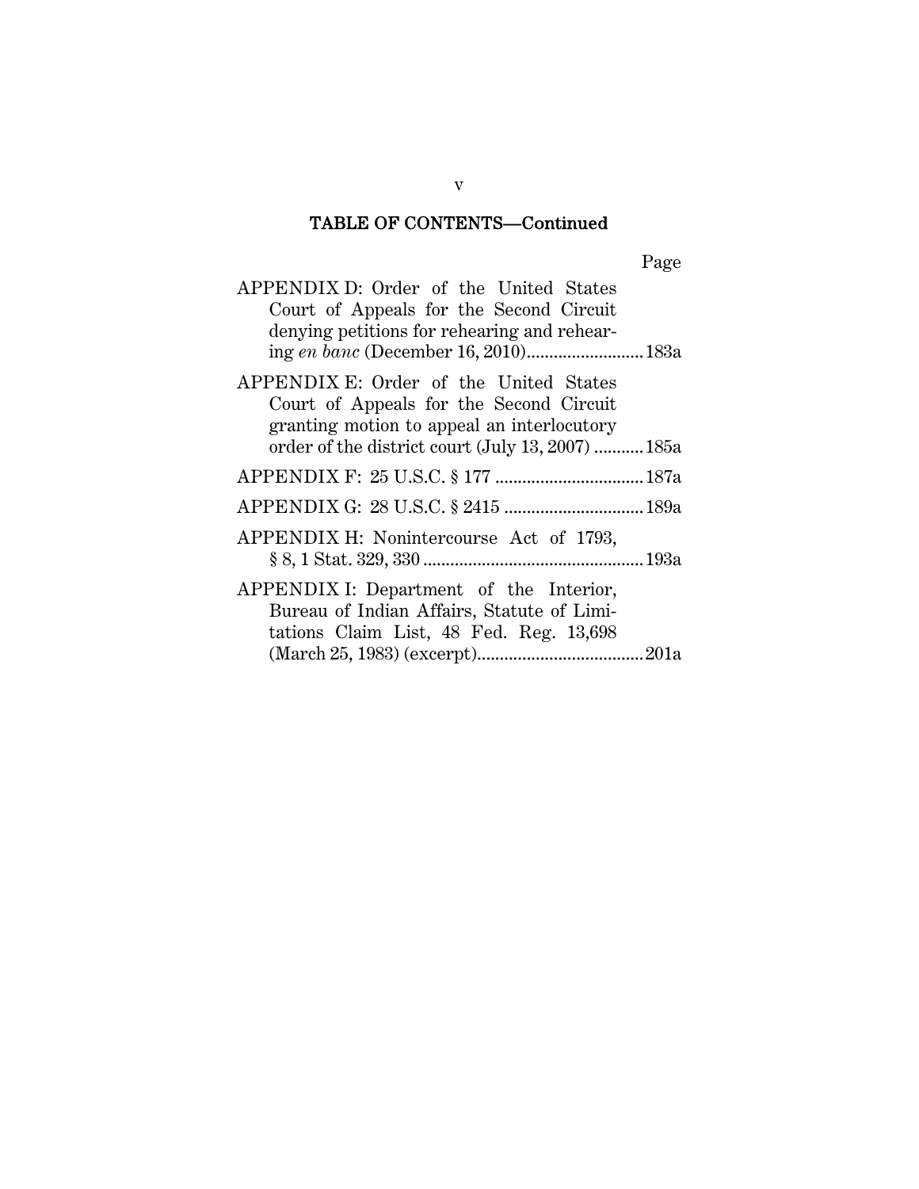## TABLE OF CONTENTS—Continued

| | Page |
|---|---|
| APPENDIX D: Order of the United States Court of Appeals for the Second Circuit denying petitions for rehearing and rehearing *en banc* (December 16, 2010) | 183a |
| APPENDIX E: Order of the United States Court of Appeals for the Second Circuit granting motion to appeal an interlocutory order of the district court (July 13, 2007) | 185a |
| APPENDIX F: 25 U.S.C. § 177 | 187a |
| APPENDIX G: 28 U.S.C. § 2415 | 189a |
| APPENDIX H: Nonintercourse Act of 1793, § 8, 1 Stat. 329, 330 | 193a |
| APPENDIX I: Department of the Interior, Bureau of Indian Affairs, Statute of Limitations Claim List, 48 Fed. Reg. 13,698 (March 25, 1983) (excerpt) | 201a |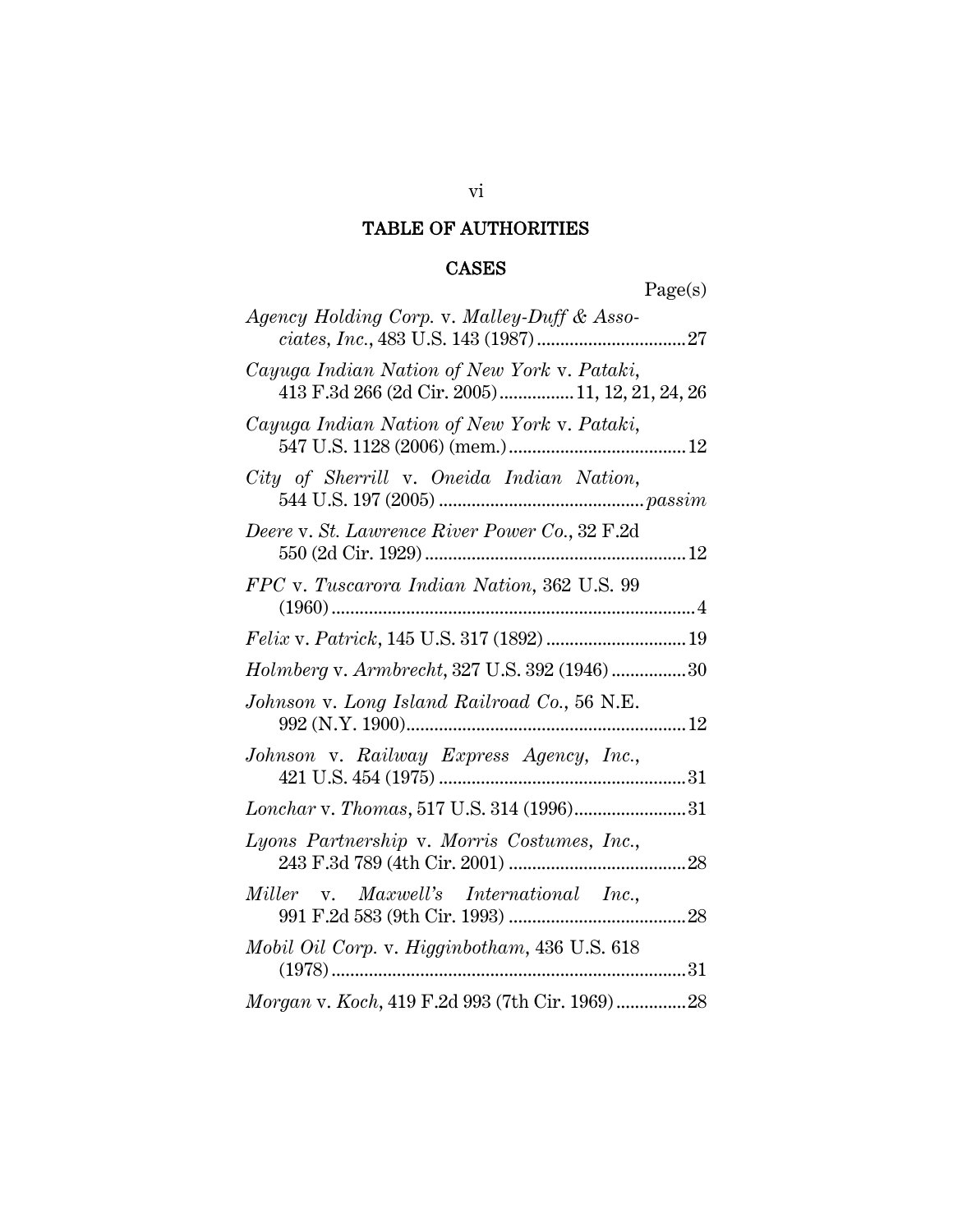# TABLE OF AUTHORITIES

## CASES

Page(s)

*Agency Holding Corp.* v. *Malley-Duff & Associates, Inc.*, 483 U.S. 143 (1987) ................................27

*Cayuga Indian Nation of New York* v. *Pataki*, 413 F.3d 266 (2d Cir. 2005) ................ 11, 12, 21, 24, 26

*Cayuga Indian Nation of New York* v. *Pataki*, 547 U.S. 1128 (2006) (mem.) ......................................12

*City of Sherrill* v. *Oneida Indian Nation*, 544 U.S. 197 (2005) ............................................ *passim*

*Deere* v. *St. Lawrence River Power Co.*, 32 F.2d 550 (2d Cir. 1929) ........................................................12

*FPC* v. *Tuscarora Indian Nation*, 362 U.S. 99 (1960) ..............................................................................4

*Felix* v. *Patrick*, 145 U.S. 317 (1892) ..............................19

*Holmberg* v. *Armbrecht*, 327 U.S. 392 (1946) ................30

*Johnson* v. *Long Island Railroad Co.*, 56 N.E. 992 (N.Y. 1900) ............................................................12

*Johnson* v. *Railway Express Agency, Inc.*, 421 U.S. 454 (1975) ......................................................31

*Lonchar* v. *Thomas*, 517 U.S. 314 (1996)........................31

*Lyons Partnership* v. *Morris Costumes, Inc.*, 243 F.3d 789 (4th Cir. 2001) ......................................28

*Miller* v. *Maxwell's International Inc.*, 991 F.2d 583 (9th Cir. 1993) ......................................28

*Mobil Oil Corp.* v. *Higginbotham*, 436 U.S. 618 (1978) ............................................................................31

*Morgan* v. *Koch*, 419 F.2d 993 (7th Cir. 1969) ...............28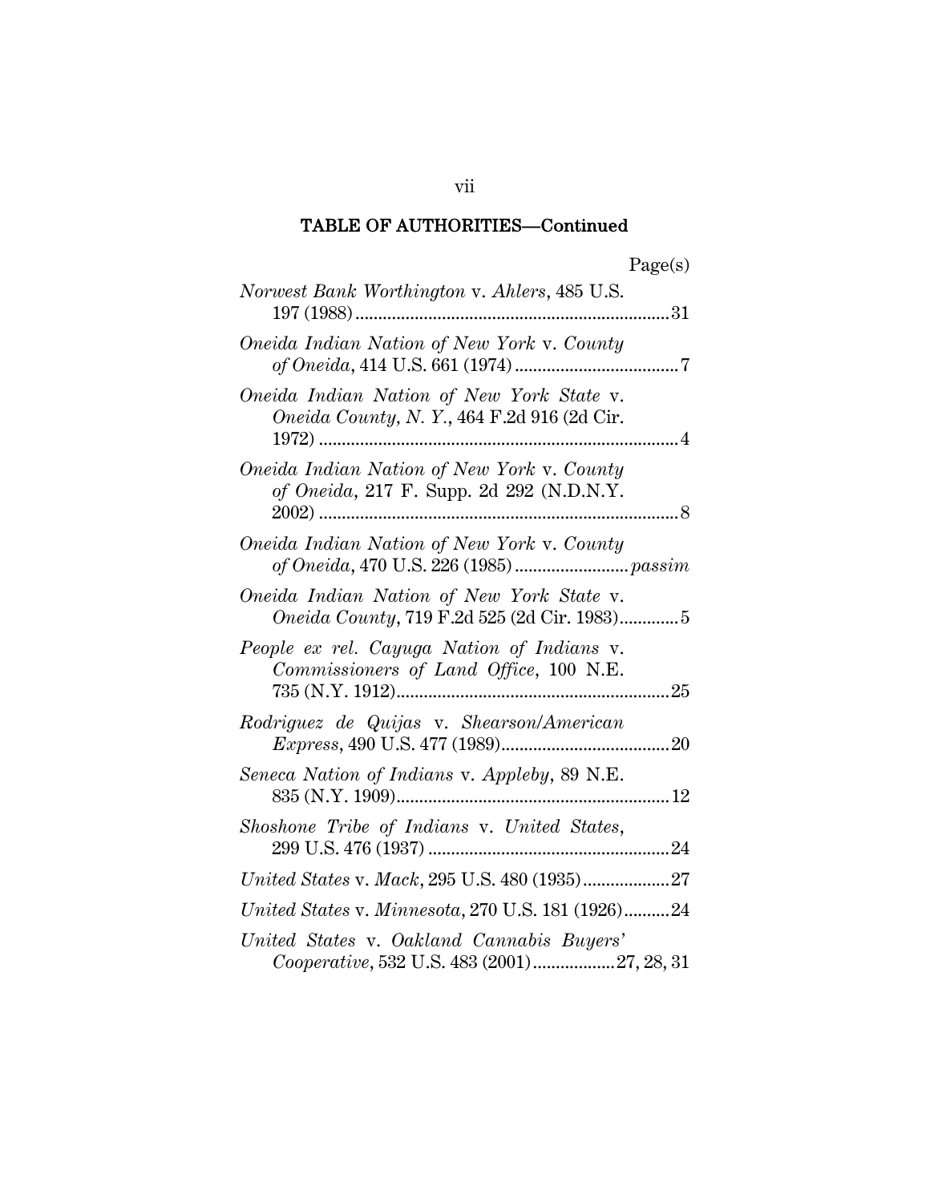## TABLE OF AUTHORITIES—Continued

Page(s)

*Norwest Bank Worthington* v. *Ahlers*, 485 U.S. 197 (1988) .......................................................................31

*Oneida Indian Nation of New York* v. *County of Oneida*, 414 U.S. 661 (1974) ....................................7

*Oneida Indian Nation of New York State* v. *Oneida County, N. Y.*, 464 F.2d 916 (2d Cir. 1972) ...............................................................................4

*Oneida Indian Nation of New York* v. *County of Oneida*, 217 F. Supp. 2d 292 (N.D.N.Y. 2002) ...............................................................................8

*Oneida Indian Nation of New York* v. *County of Oneida*, 470 U.S. 226 (1985) ........................*passim*

*Oneida Indian Nation of New York State* v. *Oneida County*, 719 F.2d 525 (2d Cir. 1983).............5

*People ex rel. Cayuga Nation of Indians* v. *Commissioners of Land Office*, 100 N.E. 735 (N.Y. 1912)............................................................25

*Rodriguez de Quijas* v. *Shearson/American Express*, 490 U.S. 477 (1989).....................................20

*Seneca Nation of Indians* v. *Appleby*, 89 N.E. 835 (N.Y. 1909)............................................................12

*Shoshone Tribe of Indians* v. *United States*, 299 U.S. 476 (1937) .....................................................24

*United States* v. *Mack*, 295 U.S. 480 (1935)...................27

*United States* v. *Minnesota*, 270 U.S. 181 (1926)..........24

*United States* v. *Oakland Cannabis Buyers' Cooperative*, 532 U.S. 483 (2001)..................27, 28, 31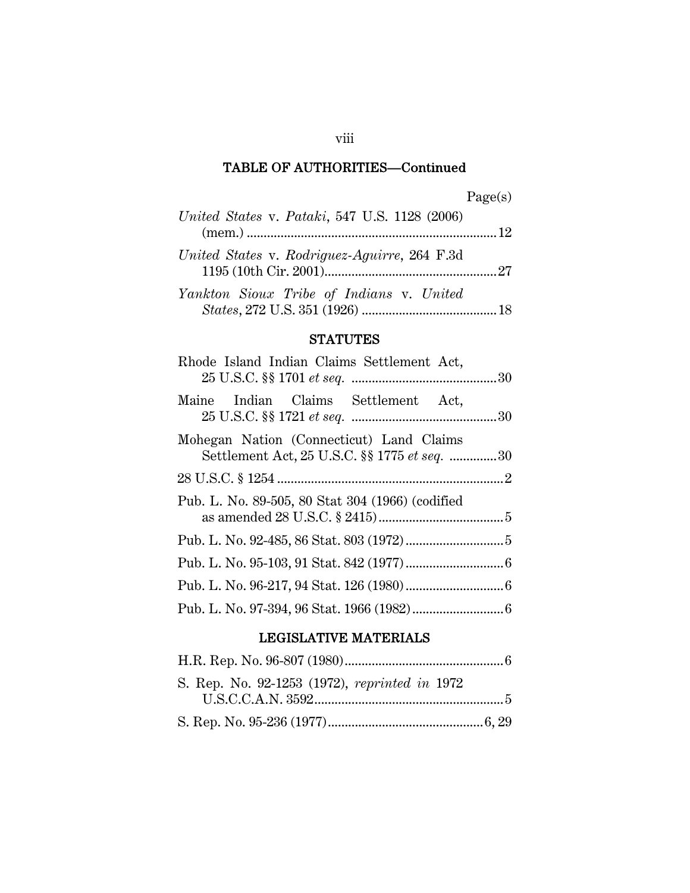## TABLE OF AUTHORITIES—Continued

Page(s)

*United States* v. *Pataki*, 547 U.S. 1128 (2006) (mem.) .......... 12

*United States* v. *Rodriguez-Aguirre*, 264 F.3d 1195 (10th Cir. 2001) .......... 27

*Yankton Sioux Tribe of Indians* v. *United States*, 272 U.S. 351 (1926) .......... 18

### STATUTES

Rhode Island Indian Claims Settlement Act, 25 U.S.C. §§ 1701 *et seq.* .......... 30

Maine Indian Claims Settlement Act, 25 U.S.C. §§ 1721 *et seq.* .......... 30

Mohegan Nation (Connecticut) Land Claims Settlement Act, 25 U.S.C. §§ 1775 *et seq.* .......... 30

28 U.S.C. § 1254 .......... 2

Pub. L. No. 89-505, 80 Stat 304 (1966) (codified as amended 28 U.S.C. § 2415) .......... 5

Pub. L. No. 92-485, 86 Stat. 803 (1972) .......... 5

Pub. L. No. 95-103, 91 Stat. 842 (1977) .......... 6

Pub. L. No. 96-217, 94 Stat. 126 (1980) .......... 6

Pub. L. No. 97-394, 96 Stat. 1966 (1982) .......... 6

### LEGISLATIVE MATERIALS

H.R. Rep. No. 96-807 (1980) .......... 6

S. Rep. No. 92-1253 (1972), *reprinted in* 1972 U.S.C.C.A.N. 3592 .......... 5

S. Rep. No. 95-236 (1977) .......... 6, 29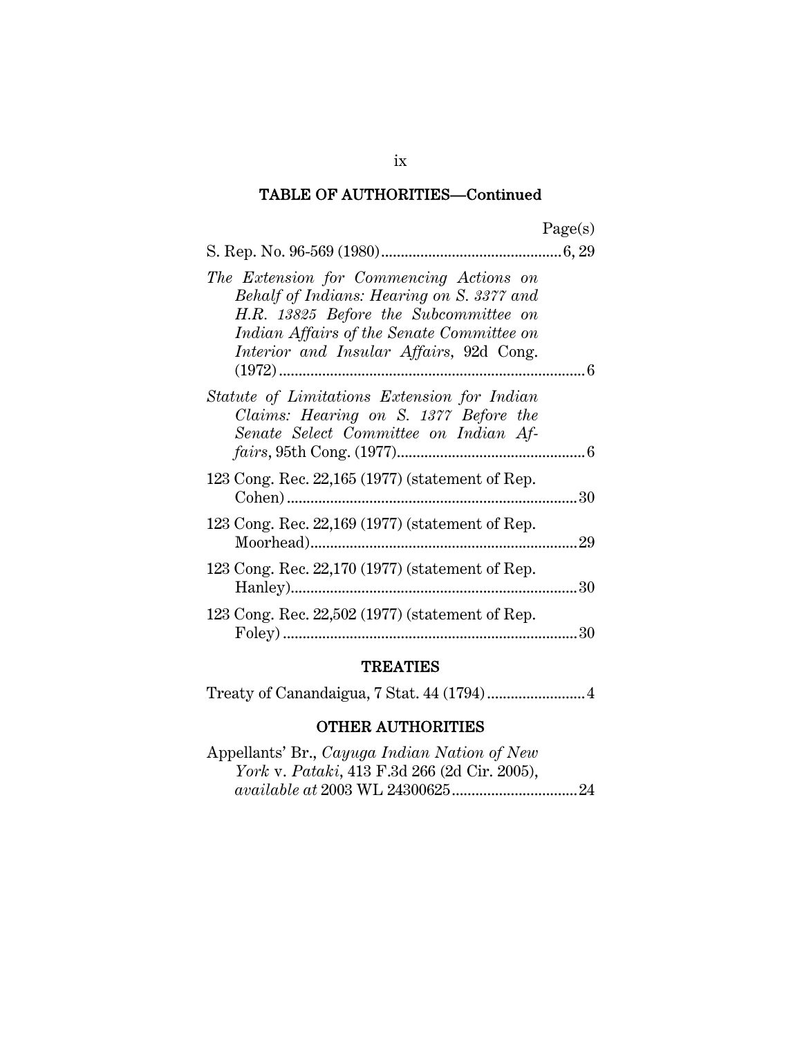## TABLE OF AUTHORITIES—Continued

| | Page(s) |
|---|---|
| S. Rep. No. 96-569 (1980) | 6, 29 |
| *The Extension for Commencing Actions on Behalf of Indians: Hearing on S. 3377 and H.R. 13825 Before the Subcommittee on Indian Affairs of the Senate Committee on Interior and Insular Affairs*, 92d Cong. (1972) | 6 |
| *Statute of Limitations Extension for Indian Claims: Hearing on S. 1377 Before the Senate Select Committee on Indian Affairs*, 95th Cong. (1977) | 6 |
| 123 Cong. Rec. 22,165 (1977) (statement of Rep. Cohen) | 30 |
| 123 Cong. Rec. 22,169 (1977) (statement of Rep. Moorhead) | 29 |
| 123 Cong. Rec. 22,170 (1977) (statement of Rep. Hanley) | 30 |
| 123 Cong. Rec. 22,502 (1977) (statement of Rep. Foley) | 30 |

### TREATIES

| | |
|---|---|
| Treaty of Canandaigua, 7 Stat. 44 (1794) | 4 |

### OTHER AUTHORITIES

| | |
|---|---|
| Appellants' Br., *Cayuga Indian Nation of New York* v. *Pataki*, 413 F.3d 266 (2d Cir. 2005), *available at* 2003 WL 24300625 | 24 |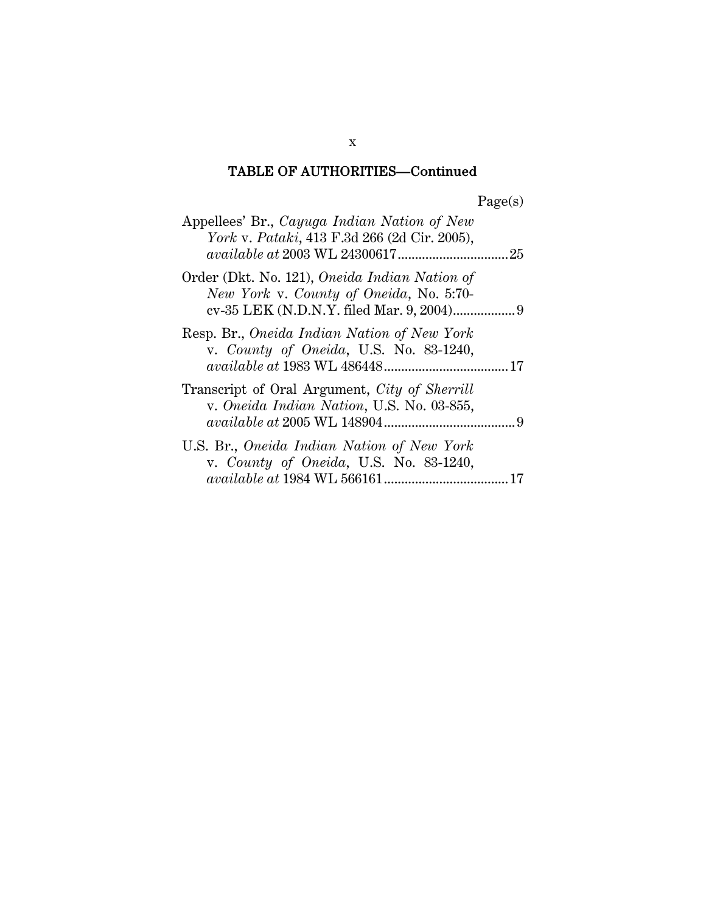## TABLE OF AUTHORITIES—Continued

Page(s)

Appellees' Br., *Cayuga Indian Nation of New York* v. *Pataki*, 413 F.3d 266 (2d Cir. 2005), *available at* 2003 WL 24300617 .................................. 25

Order (Dkt. No. 121), *Oneida Indian Nation of New York* v. *County of Oneida*, No. 5:70-cv-35 LEK (N.D.N.Y. filed Mar. 9, 2004) .................. 9

Resp. Br., *Oneida Indian Nation of New York* v. *County of Oneida*, U.S. No. 83-1240, *available at* 1983 WL 486448 .................................... 17

Transcript of Oral Argument, *City of Sherrill* v. *Oneida Indian Nation*, U.S. No. 03-855, *available at* 2005 WL 148904 ...................................... 9

U.S. Br., *Oneida Indian Nation of New York* v. *County of Oneida*, U.S. No. 83-1240, *available at* 1984 WL 566161 .................................... 17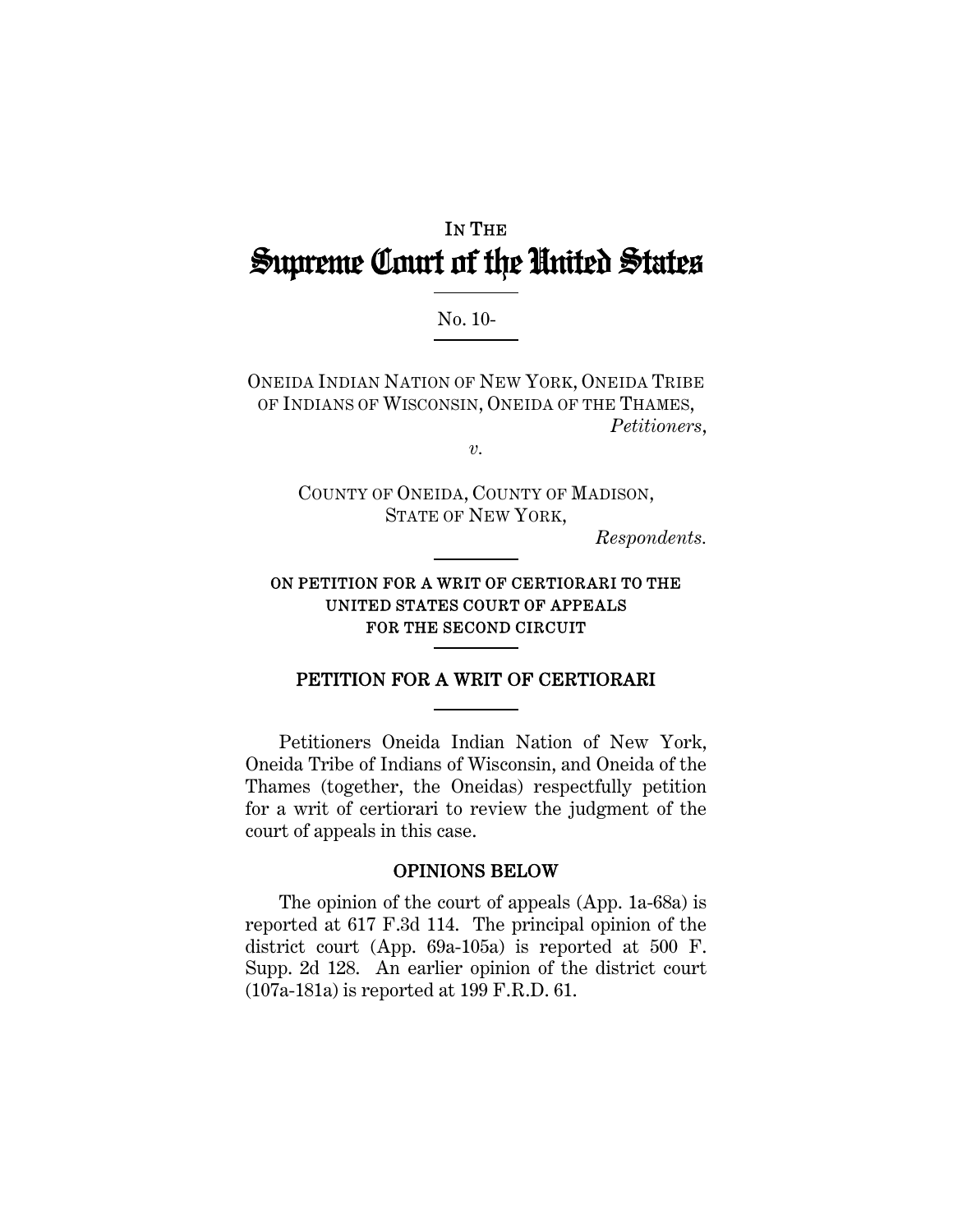IN THE

# Supreme Court of the United States

No. 10-

ONEIDA INDIAN NATION OF NEW YORK, ONEIDA TRIBE OF INDIANS OF WISCONSIN, ONEIDA OF THE THAMES,
*Petitioners*,

*v.*

COUNTY OF ONEIDA, COUNTY OF MADISON, STATE OF NEW YORK,
*Respondents.*

**ON PETITION FOR A WRIT OF CERTIORARI TO THE UNITED STATES COURT OF APPEALS FOR THE SECOND CIRCUIT**

## PETITION FOR A WRIT OF CERTIORARI

Petitioners Oneida Indian Nation of New York, Oneida Tribe of Indians of Wisconsin, and Oneida of the Thames (together, the Oneidas) respectfully petition for a writ of certiorari to review the judgment of the court of appeals in this case.

## OPINIONS BELOW

The opinion of the court of appeals (App. 1a-68a) is reported at 617 F.3d 114. The principal opinion of the district court (App. 69a-105a) is reported at 500 F. Supp. 2d 128. An earlier opinion of the district court (107a-181a) is reported at 199 F.R.D. 61.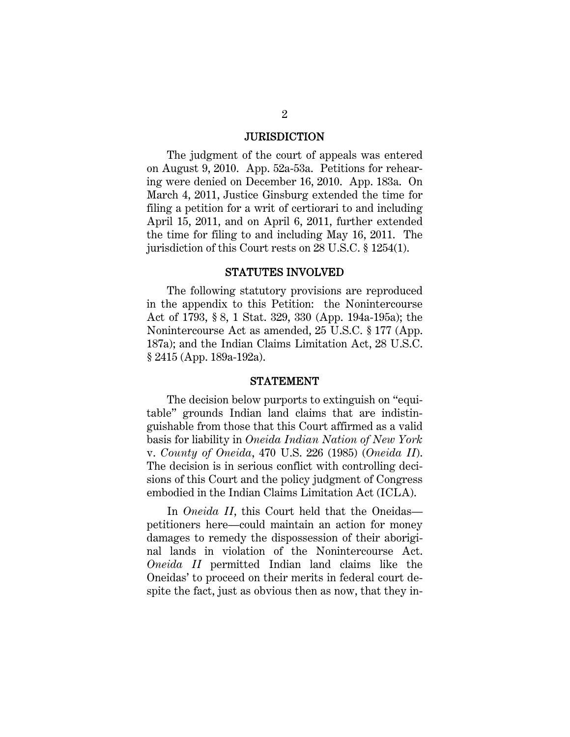## JURISDICTION

The judgment of the court of appeals was entered on August 9, 2010. App. 52a-53a. Petitions for rehearing were denied on December 16, 2010. App. 183a. On March 4, 2011, Justice Ginsburg extended the time for filing a petition for a writ of certiorari to and including April 15, 2011, and on April 6, 2011, further extended the time for filing to and including May 16, 2011. The jurisdiction of this Court rests on 28 U.S.C. § 1254(1).

## STATUTES INVOLVED

The following statutory provisions are reproduced in the appendix to this Petition: the Nonintercourse Act of 1793, § 8, 1 Stat. 329, 330 (App. 194a-195a); the Nonintercourse Act as amended, 25 U.S.C. § 177 (App. 187a); and the Indian Claims Limitation Act, 28 U.S.C. § 2415 (App. 189a-192a).

## STATEMENT

The decision below purports to extinguish on "equitable" grounds Indian land claims that are indistinguishable from those that this Court affirmed as a valid basis for liability in *Oneida Indian Nation of New York* v. *County of Oneida*, 470 U.S. 226 (1985) (*Oneida II*). The decision is in serious conflict with controlling decisions of this Court and the policy judgment of Congress embodied in the Indian Claims Limitation Act (ICLA).

In *Oneida II*, this Court held that the Oneidas—petitioners here—could maintain an action for money damages to remedy the dispossession of their aboriginal lands in violation of the Nonintercourse Act. *Oneida II* permitted Indian land claims like the Oneidas' to proceed on their merits in federal court despite the fact, just as obvious then as now, that they in-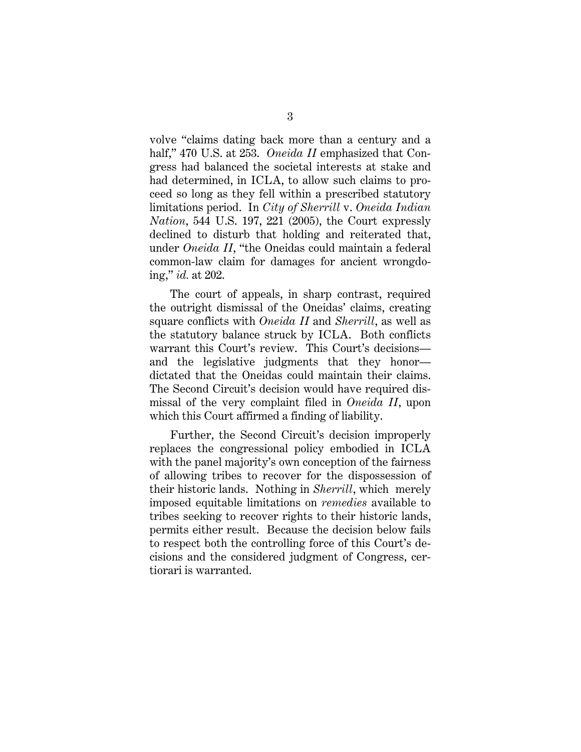volve "claims dating back more than a century and a half," 470 U.S. at 253. *Oneida II* emphasized that Congress had balanced the societal interests at stake and had determined, in ICLA, to allow such claims to proceed so long as they fell within a prescribed statutory limitations period. In *City of Sherrill* v. *Oneida Indian Nation*, 544 U.S. 197, 221 (2005), the Court expressly declined to disturb that holding and reiterated that, under *Oneida II*, "the Oneidas could maintain a federal common-law claim for damages for ancient wrongdoing," *id.* at 202.

The court of appeals, in sharp contrast, required the outright dismissal of the Oneidas' claims, creating square conflicts with *Oneida II* and *Sherrill*, as well as the statutory balance struck by ICLA. Both conflicts warrant this Court's review. This Court's decisions—and the legislative judgments that they honor—dictated that the Oneidas could maintain their claims. The Second Circuit's decision would have required dismissal of the very complaint filed in *Oneida II*, upon which this Court affirmed a finding of liability.

Further, the Second Circuit's decision improperly replaces the congressional policy embodied in ICLA with the panel majority's own conception of the fairness of allowing tribes to recover for the dispossession of their historic lands. Nothing in *Sherrill*, which merely imposed equitable limitations on *remedies* available to tribes seeking to recover rights to their historic lands, permits either result. Because the decision below fails to respect both the controlling force of this Court's decisions and the considered judgment of Congress, certiorari is warranted.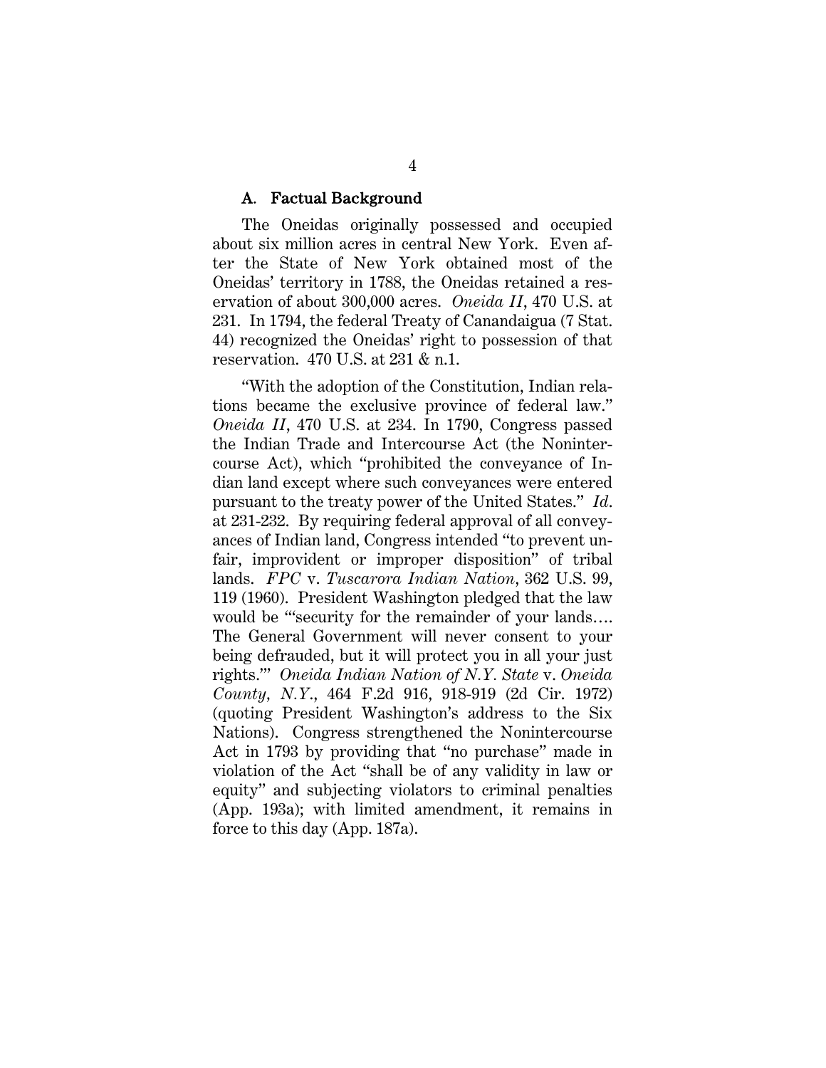### A. Factual Background

The Oneidas originally possessed and occupied about six million acres in central New York. Even after the State of New York obtained most of the Oneidas' territory in 1788, the Oneidas retained a reservation of about 300,000 acres. *Oneida II*, 470 U.S. at 231. In 1794, the federal Treaty of Canandaigua (7 Stat. 44) recognized the Oneidas' right to possession of that reservation. 470 U.S. at 231 & n.1.

"With the adoption of the Constitution, Indian relations became the exclusive province of federal law." *Oneida II*, 470 U.S. at 234. In 1790, Congress passed the Indian Trade and Intercourse Act (the Nonintercourse Act), which "prohibited the conveyance of Indian land except where such conveyances were entered pursuant to the treaty power of the United States." *Id.* at 231-232. By requiring federal approval of all conveyances of Indian land, Congress intended "to prevent unfair, improvident or improper disposition" of tribal lands. *FPC* v. *Tuscarora Indian Nation*, 362 U.S. 99, 119 (1960). President Washington pledged that the law would be "'security for the remainder of your lands…. The General Government will never consent to your being defrauded, but it will protect you in all your just rights.'" *Oneida Indian Nation of N.Y. State* v. *Oneida County, N.Y.*, 464 F.2d 916, 918-919 (2d Cir. 1972) (quoting President Washington's address to the Six Nations). Congress strengthened the Nonintercourse Act in 1793 by providing that "no purchase" made in violation of the Act "shall be of any validity in law or equity" and subjecting violators to criminal penalties (App. 193a); with limited amendment, it remains in force to this day (App. 187a).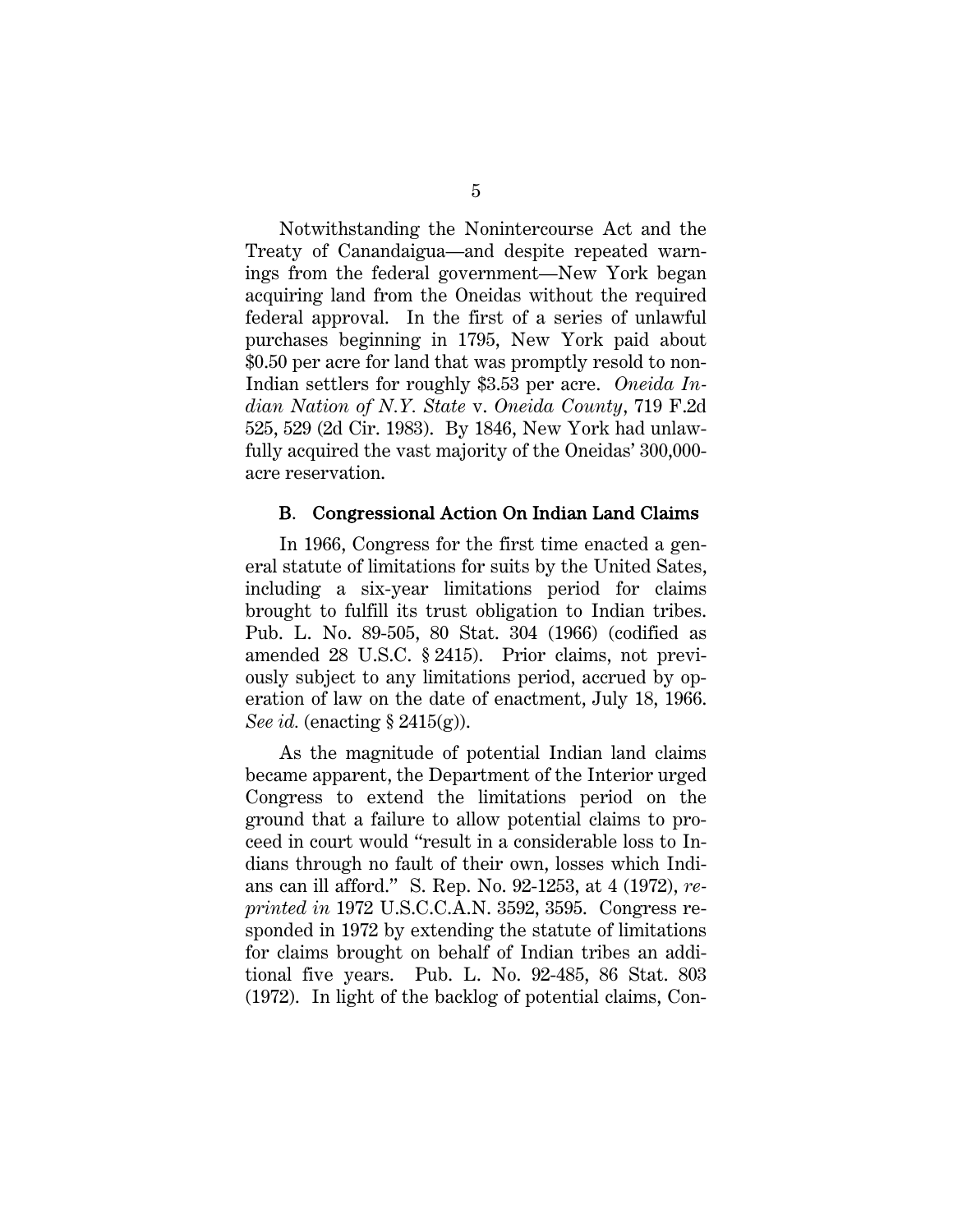Notwithstanding the Nonintercourse Act and the Treaty of Canandaigua—and despite repeated warnings from the federal government—New York began acquiring land from the Oneidas without the required federal approval. In the first of a series of unlawful purchases beginning in 1795, New York paid about \$0.50 per acre for land that was promptly resold to non-Indian settlers for roughly \$3.53 per acre. *Oneida Indian Nation of N.Y. State* v. *Oneida County*, 719 F.2d 525, 529 (2d Cir. 1983). By 1846, New York had unlawfully acquired the vast majority of the Oneidas' 300,000-acre reservation.

### B. Congressional Action On Indian Land Claims

In 1966, Congress for the first time enacted a general statute of limitations for suits by the United Sates, including a six-year limitations period for claims brought to fulfill its trust obligation to Indian tribes. Pub. L. No. 89-505, 80 Stat. 304 (1966) (codified as amended 28 U.S.C. § 2415). Prior claims, not previously subject to any limitations period, accrued by operation of law on the date of enactment, July 18, 1966. *See id.* (enacting § 2415(g)).

As the magnitude of potential Indian land claims became apparent, the Department of the Interior urged Congress to extend the limitations period on the ground that a failure to allow potential claims to proceed in court would "result in a considerable loss to Indians through no fault of their own, losses which Indians can ill afford." S. Rep. No. 92-1253, at 4 (1972), *reprinted in* 1972 U.S.C.C.A.N. 3592, 3595. Congress responded in 1972 by extending the statute of limitations for claims brought on behalf of Indian tribes an additional five years. Pub. L. No. 92-485, 86 Stat. 803 (1972). In light of the backlog of potential claims, Con-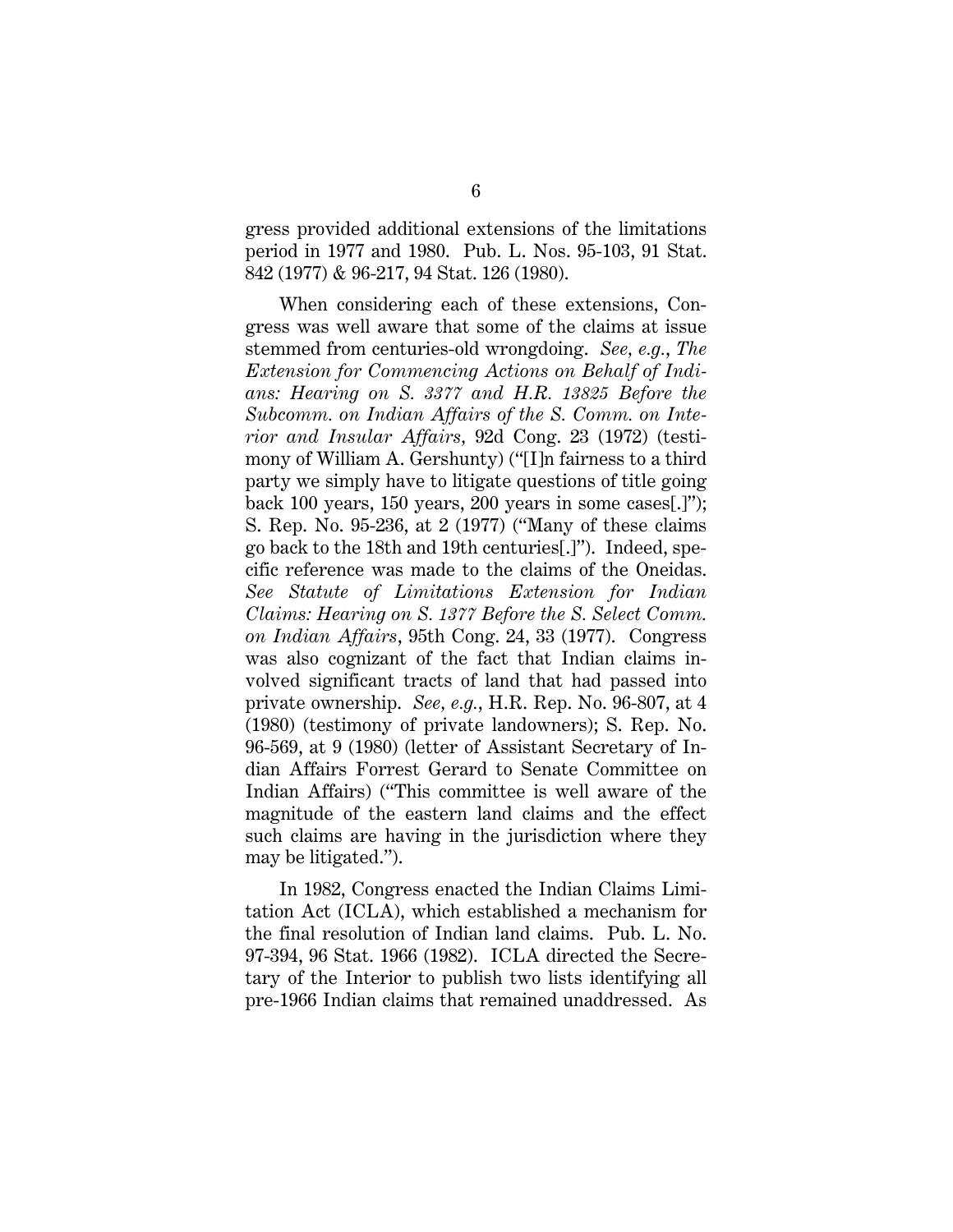gress provided additional extensions of the limitations period in 1977 and 1980. Pub. L. Nos. 95-103, 91 Stat. 842 (1977) & 96-217, 94 Stat. 126 (1980).

When considering each of these extensions, Congress was well aware that some of the claims at issue stemmed from centuries-old wrongdoing. *See, e.g.*, *The Extension for Commencing Actions on Behalf of Indians: Hearing on S. 3377 and H.R. 13825 Before the Subcomm. on Indian Affairs of the S. Comm. on Interior and Insular Affairs*, 92d Cong. 23 (1972) (testimony of William A. Gershunty) ("[I]n fairness to a third party we simply have to litigate questions of title going back 100 years, 150 years, 200 years in some cases[.]"); S. Rep. No. 95-236, at 2 (1977) ("Many of these claims go back to the 18th and 19th centuries[.]"). Indeed, specific reference was made to the claims of the Oneidas. *See Statute of Limitations Extension for Indian Claims: Hearing on S. 1377 Before the S. Select Comm. on Indian Affairs*, 95th Cong. 24, 33 (1977). Congress was also cognizant of the fact that Indian claims involved significant tracts of land that had passed into private ownership. *See, e.g.*, H.R. Rep. No. 96-807, at 4 (1980) (testimony of private landowners); S. Rep. No. 96-569, at 9 (1980) (letter of Assistant Secretary of Indian Affairs Forrest Gerard to Senate Committee on Indian Affairs) ("This committee is well aware of the magnitude of the eastern land claims and the effect such claims are having in the jurisdiction where they may be litigated.").

In 1982, Congress enacted the Indian Claims Limitation Act (ICLA), which established a mechanism for the final resolution of Indian land claims. Pub. L. No. 97-394, 96 Stat. 1966 (1982). ICLA directed the Secretary of the Interior to publish two lists identifying all pre-1966 Indian claims that remained unaddressed. As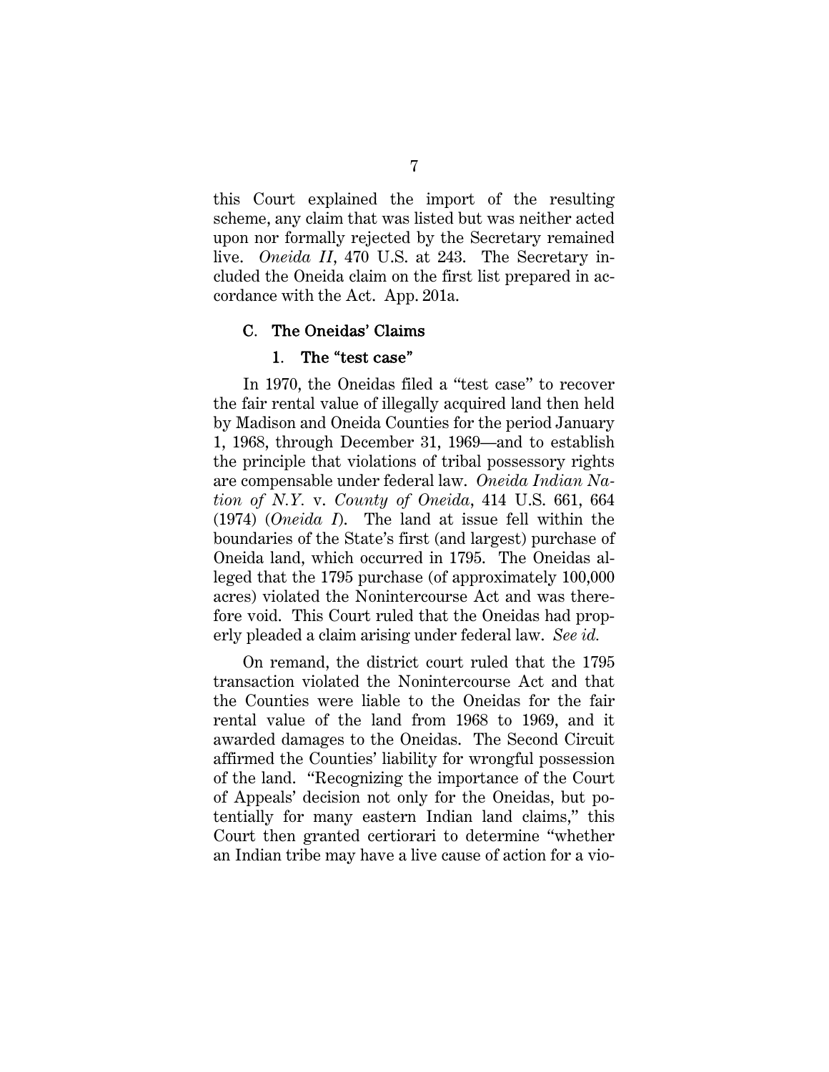this Court explained the import of the resulting scheme, any claim that was listed but was neither acted upon nor formally rejected by the Secretary remained live. *Oneida II*, 470 U.S. at 243. The Secretary included the Oneida claim on the first list prepared in accordance with the Act. App. 201a.

### C. The Oneidas' Claims

#### 1. The "test case"

In 1970, the Oneidas filed a "test case" to recover the fair rental value of illegally acquired land then held by Madison and Oneida Counties for the period January 1, 1968, through December 31, 1969—and to establish the principle that violations of tribal possessory rights are compensable under federal law. *Oneida Indian Nation of N.Y.* v. *County of Oneida*, 414 U.S. 661, 664 (1974) (*Oneida I*). The land at issue fell within the boundaries of the State's first (and largest) purchase of Oneida land, which occurred in 1795. The Oneidas alleged that the 1795 purchase (of approximately 100,000 acres) violated the Nonintercourse Act and was therefore void. This Court ruled that the Oneidas had properly pleaded a claim arising under federal law. *See id.*

On remand, the district court ruled that the 1795 transaction violated the Nonintercourse Act and that the Counties were liable to the Oneidas for the fair rental value of the land from 1968 to 1969, and it awarded damages to the Oneidas. The Second Circuit affirmed the Counties' liability for wrongful possession of the land. "Recognizing the importance of the Court of Appeals' decision not only for the Oneidas, but potentially for many eastern Indian land claims," this Court then granted certiorari to determine "whether an Indian tribe may have a live cause of action for a vio-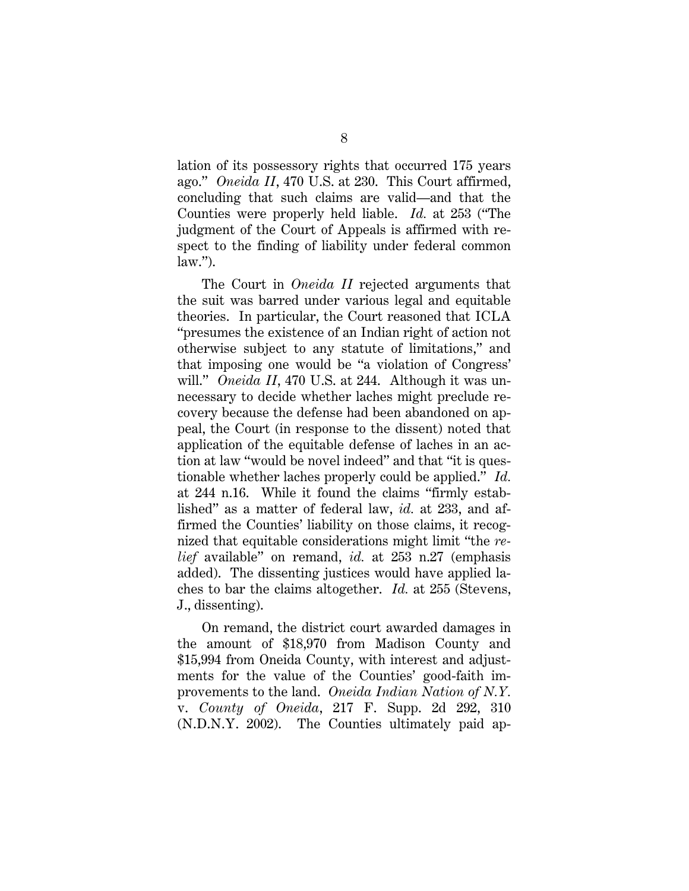lation of its possessory rights that occurred 175 years ago." *Oneida II*, 470 U.S. at 230. This Court affirmed, concluding that such claims are valid—and that the Counties were properly held liable. *Id.* at 253 ("The judgment of the Court of Appeals is affirmed with respect to the finding of liability under federal common law.").

The Court in *Oneida II* rejected arguments that the suit was barred under various legal and equitable theories. In particular, the Court reasoned that ICLA "presumes the existence of an Indian right of action not otherwise subject to any statute of limitations," and that imposing one would be "a violation of Congress' will." *Oneida II*, 470 U.S. at 244. Although it was unnecessary to decide whether laches might preclude recovery because the defense had been abandoned on appeal, the Court (in response to the dissent) noted that application of the equitable defense of laches in an action at law "would be novel indeed" and that "it is questionable whether laches properly could be applied." *Id.* at 244 n.16. While it found the claims "firmly established" as a matter of federal law, *id.* at 233, and affirmed the Counties' liability on those claims, it recognized that equitable considerations might limit "the *relief* available" on remand, *id.* at 253 n.27 (emphasis added). The dissenting justices would have applied laches to bar the claims altogether. *Id.* at 255 (Stevens, J., dissenting).

On remand, the district court awarded damages in the amount of $18,970 from Madison County and $15,994 from Oneida County, with interest and adjustments for the value of the Counties' good-faith improvements to the land. *Oneida Indian Nation of N.Y.* v. *County of Oneida*, 217 F. Supp. 2d 292, 310 (N.D.N.Y. 2002). The Counties ultimately paid ap-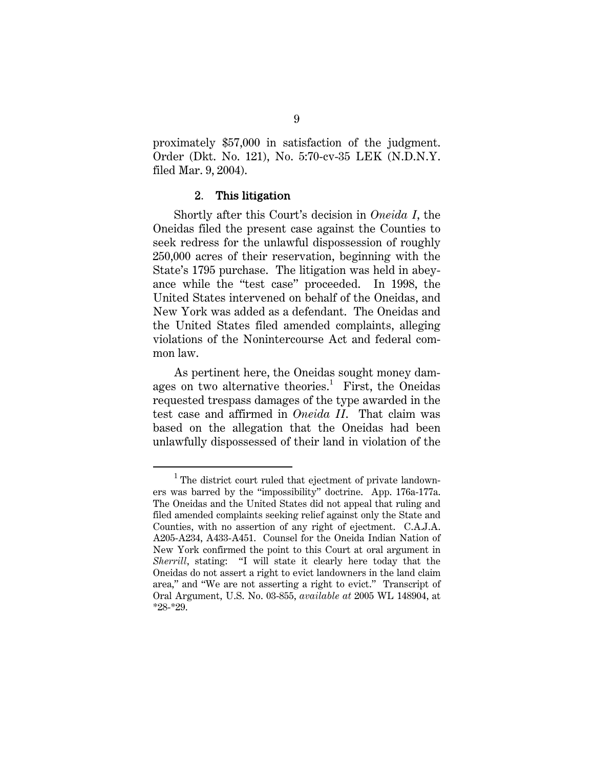proximately $57,000 in satisfaction of the judgment. Order (Dkt. No. 121), No. 5:70-cv-35 LEK (N.D.N.Y. filed Mar. 9, 2004).

### 2. This litigation

Shortly after this Court's decision in *Oneida I*, the Oneidas filed the present case against the Counties to seek redress for the unlawful dispossession of roughly 250,000 acres of their reservation, beginning with the State's 1795 purchase. The litigation was held in abeyance while the "test case" proceeded. In 1998, the United States intervened on behalf of the Oneidas, and New York was added as a defendant. The Oneidas and the United States filed amended complaints, alleging violations of the Nonintercourse Act and federal common law.

As pertinent here, the Oneidas sought money damages on two alternative theories.[1] First, the Oneidas requested trespass damages of the type awarded in the test case and affirmed in *Oneida II*. That claim was based on the allegation that the Oneidas had been unlawfully dispossessed of their land in violation of the

[1] The district court ruled that ejectment of private landowners was barred by the "impossibility" doctrine. App. 176a-177a. The Oneidas and the United States did not appeal that ruling and filed amended complaints seeking relief against only the State and Counties, with no assertion of any right of ejectment. C.A.J.A. A205-A234, A433-A451. Counsel for the Oneida Indian Nation of New York confirmed the point to this Court at oral argument in *Sherrill*, stating: "I will state it clearly here today that the Oneidas do not assert a right to evict landowners in the land claim area," and "We are not asserting a right to evict." Transcript of Oral Argument, U.S. No. 03-855, *available at* 2005 WL 148904, at *28-*29.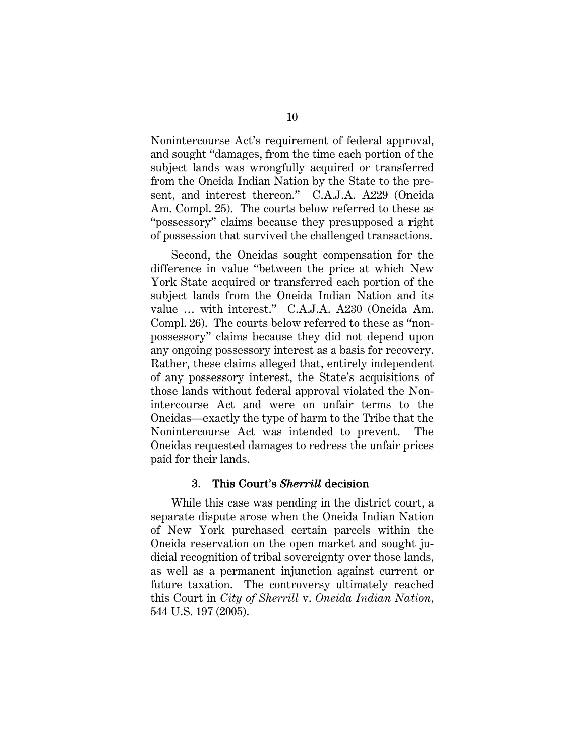Nonintercourse Act's requirement of federal approval, and sought "damages, from the time each portion of the subject lands was wrongfully acquired or transferred from the Oneida Indian Nation by the State to the present, and interest thereon." C.A.J.A. A229 (Oneida Am. Compl. 25). The courts below referred to these as "possessory" claims because they presupposed a right of possession that survived the challenged transactions.

Second, the Oneidas sought compensation for the difference in value "between the price at which New York State acquired or transferred each portion of the subject lands from the Oneida Indian Nation and its value … with interest." C.A.J.A. A230 (Oneida Am. Compl. 26). The courts below referred to these as "non-possessory" claims because they did not depend upon any ongoing possessory interest as a basis for recovery. Rather, these claims alleged that, entirely independent of any possessory interest, the State's acquisitions of those lands without federal approval violated the Nonintercourse Act and were on unfair terms to the Oneidas—exactly the type of harm to the Tribe that the Nonintercourse Act was intended to prevent. The Oneidas requested damages to redress the unfair prices paid for their lands.

### 3. This Court's *Sherrill* decision

While this case was pending in the district court, a separate dispute arose when the Oneida Indian Nation of New York purchased certain parcels within the Oneida reservation on the open market and sought judicial recognition of tribal sovereignty over those lands, as well as a permanent injunction against current or future taxation. The controversy ultimately reached this Court in *City of Sherrill* v. *Oneida Indian Nation*, 544 U.S. 197 (2005).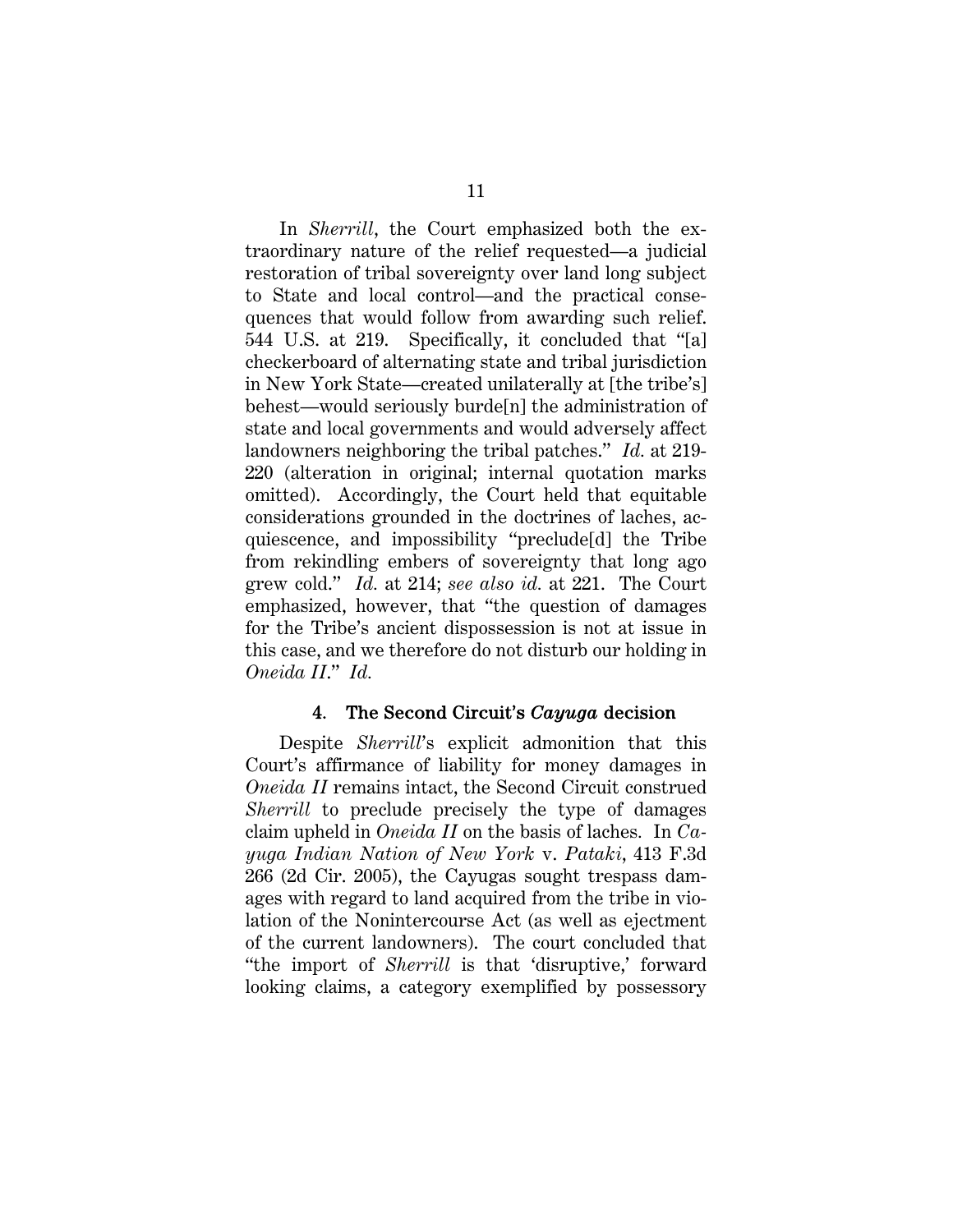In *Sherrill*, the Court emphasized both the extraordinary nature of the relief requested—a judicial restoration of tribal sovereignty over land long subject to State and local control—and the practical consequences that would follow from awarding such relief. 544 U.S. at 219. Specifically, it concluded that "[a] checkerboard of alternating state and tribal jurisdiction in New York State—created unilaterally at [the tribe's] behest—would seriously burde[n] the administration of state and local governments and would adversely affect landowners neighboring the tribal patches." *Id.* at 219-220 (alteration in original; internal quotation marks omitted). Accordingly, the Court held that equitable considerations grounded in the doctrines of laches, acquiescence, and impossibility "preclude[d] the Tribe from rekindling embers of sovereignty that long ago grew cold." *Id.* at 214; *see also id.* at 221. The Court emphasized, however, that "the question of damages for the Tribe's ancient dispossession is not at issue in this case, and we therefore do not disturb our holding in *Oneida II*." *Id.*

#### 4. The Second Circuit's *Cayuga* decision

Despite *Sherrill*'s explicit admonition that this Court's affirmance of liability for money damages in *Oneida II* remains intact, the Second Circuit construed *Sherrill* to preclude precisely the type of damages claim upheld in *Oneida II* on the basis of laches. In *Cayuga Indian Nation of New York* v. *Pataki*, 413 F.3d 266 (2d Cir. 2005), the Cayugas sought trespass damages with regard to land acquired from the tribe in violation of the Nonintercourse Act (as well as ejectment of the current landowners). The court concluded that "the import of *Sherrill* is that 'disruptive,' forward looking claims, a category exemplified by possessory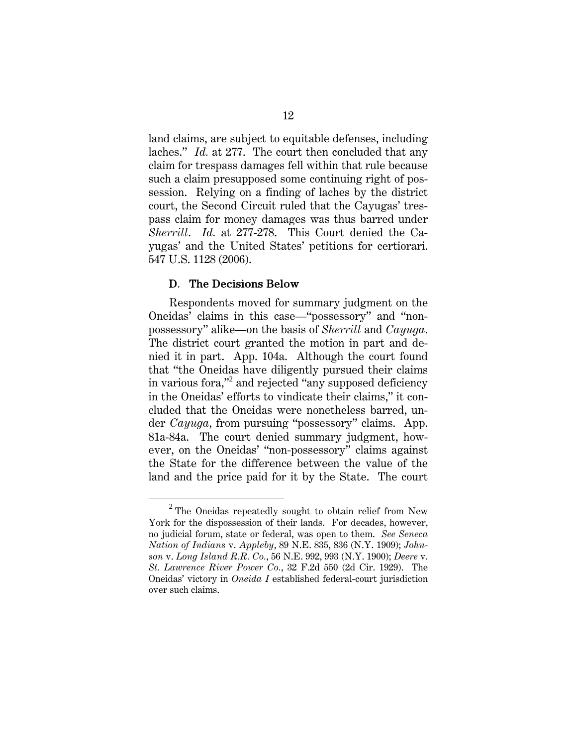land claims, are subject to equitable defenses, including laches." *Id.* at 277. The court then concluded that any claim for trespass damages fell within that rule because such a claim presupposed some continuing right of possession. Relying on a finding of laches by the district court, the Second Circuit ruled that the Cayugas' trespass claim for money damages was thus barred under *Sherrill*. *Id.* at 277-278. This Court denied the Cayugas' and the United States' petitions for certiorari. 547 U.S. 1128 (2006).

### D. The Decisions Below

Respondents moved for summary judgment on the Oneidas' claims in this case—"possessory" and "non-possessory" alike—on the basis of *Sherrill* and *Cayuga*. The district court granted the motion in part and denied it in part. App. 104a. Although the court found that "the Oneidas have diligently pursued their claims in various fora,"[2] and rejected "any supposed deficiency in the Oneidas' efforts to vindicate their claims," it concluded that the Oneidas were nonetheless barred, under *Cayuga*, from pursuing "possessory" claims. App. 81a-84a. The court denied summary judgment, however, on the Oneidas' "non-possessory" claims against the State for the difference between the value of the land and the price paid for it by the State. The court

[2] The Oneidas repeatedly sought to obtain relief from New York for the dispossession of their lands. For decades, however, no judicial forum, state or federal, was open to them. *See Seneca Nation of Indians* v. *Appleby*, 89 N.E. 835, 836 (N.Y. 1909); *Johnson* v. *Long Island R.R. Co.*, 56 N.E. 992, 993 (N.Y. 1900); *Deere* v. *St. Lawrence River Power Co.*, 32 F.2d 550 (2d Cir. 1929). The Oneidas' victory in *Oneida I* established federal-court jurisdiction over such claims.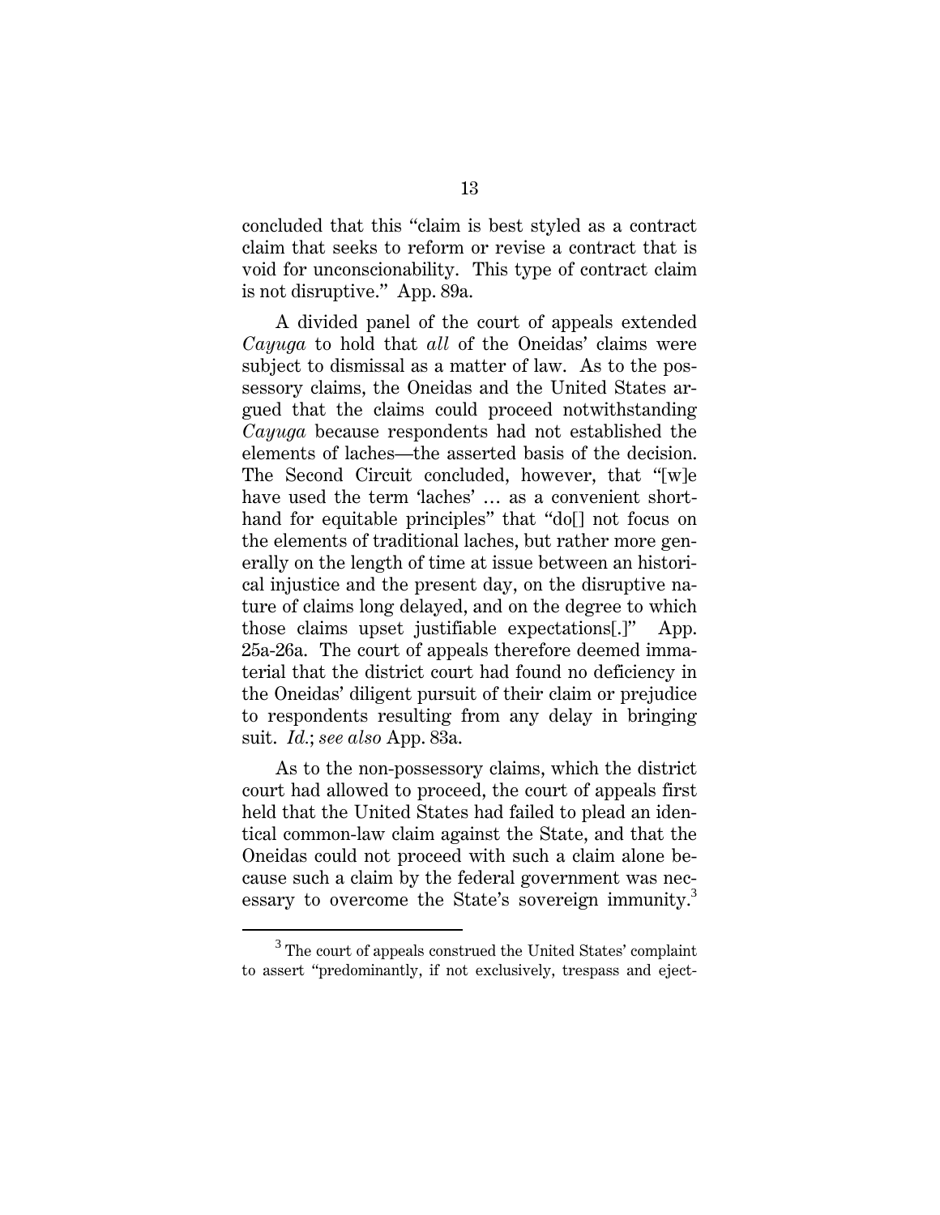concluded that this "claim is best styled as a contract claim that seeks to reform or revise a contract that is void for unconscionability. This type of contract claim is not disruptive." App. 89a.

A divided panel of the court of appeals extended *Cayuga* to hold that *all* of the Oneidas' claims were subject to dismissal as a matter of law. As to the possessory claims, the Oneidas and the United States argued that the claims could proceed notwithstanding *Cayuga* because respondents had not established the elements of laches—the asserted basis of the decision. The Second Circuit concluded, however, that "[w]e have used the term 'laches' … as a convenient shorthand for equitable principles" that "do[] not focus on the elements of traditional laches, but rather more generally on the length of time at issue between an historical injustice and the present day, on the disruptive nature of claims long delayed, and on the degree to which those claims upset justifiable expectations[.]" App. 25a-26a. The court of appeals therefore deemed immaterial that the district court had found no deficiency in the Oneidas' diligent pursuit of their claim or prejudice to respondents resulting from any delay in bringing suit. *Id.*; *see also* App. 83a.

As to the non-possessory claims, which the district court had allowed to proceed, the court of appeals first held that the United States had failed to plead an identical common-law claim against the State, and that the Oneidas could not proceed with such a claim alone because such a claim by the federal government was necessary to overcome the State's sovereign immunity.[3]

---

[3] The court of appeals construed the United States' complaint to assert "predominantly, if not exclusively, trespass and eject-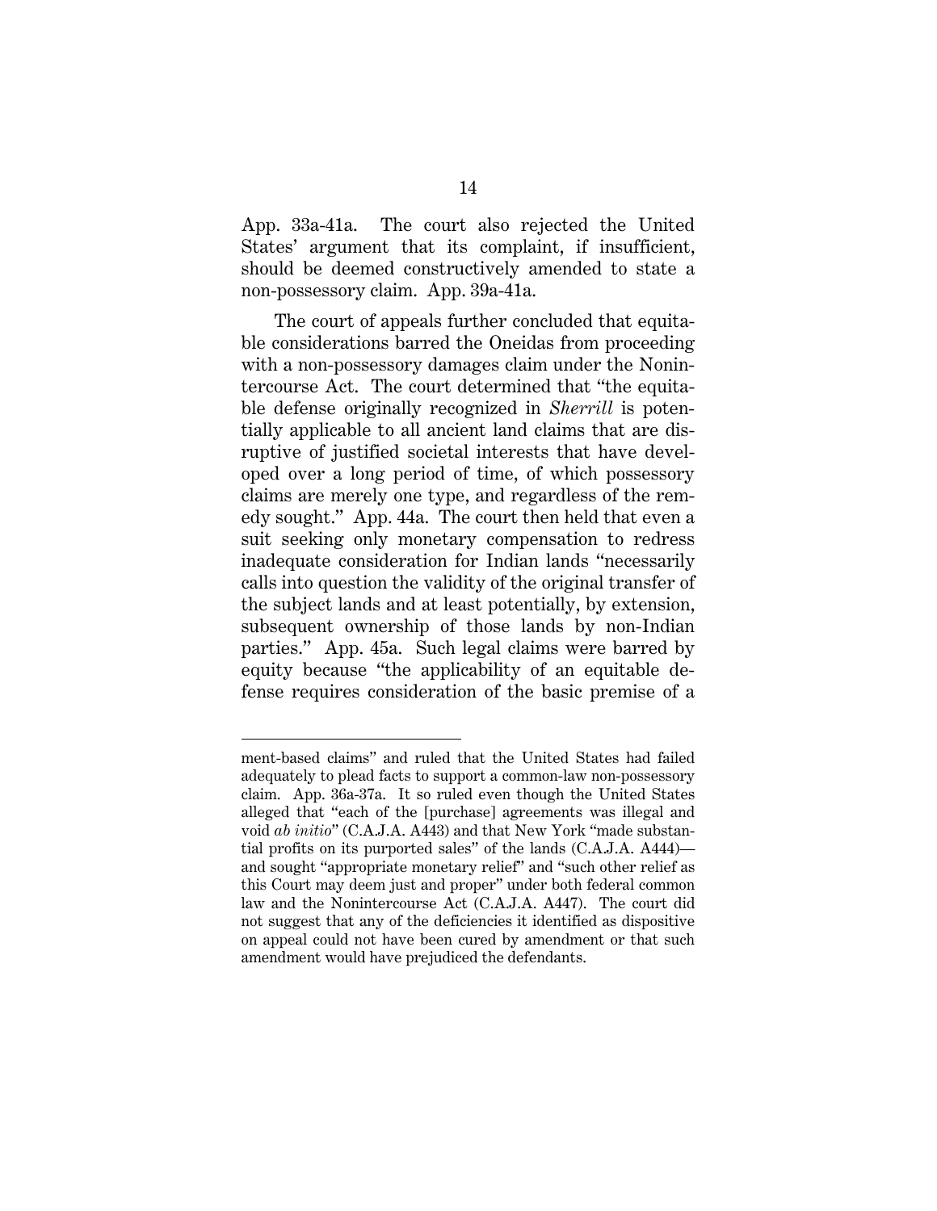App. 33a-41a. The court also rejected the United States' argument that its complaint, if insufficient, should be deemed constructively amended to state a non-possessory claim. App. 39a-41a.

The court of appeals further concluded that equitable considerations barred the Oneidas from proceeding with a non-possessory damages claim under the Nonintercourse Act. The court determined that "the equitable defense originally recognized in *Sherrill* is potentially applicable to all ancient land claims that are disruptive of justified societal interests that have developed over a long period of time, of which possessory claims are merely one type, and regardless of the remedy sought." App. 44a. The court then held that even a suit seeking only monetary compensation to redress inadequate consideration for Indian lands "necessarily calls into question the validity of the original transfer of the subject lands and at least potentially, by extension, subsequent ownership of those lands by non-Indian parties." App. 45a. Such legal claims were barred by equity because "the applicability of an equitable defense requires consideration of the basic premise of a

---

ment-based claims" and ruled that the United States had failed adequately to plead facts to support a common-law non-possessory claim. App. 36a-37a. It so ruled even though the United States alleged that "each of the [purchase] agreements was illegal and void *ab initio*" (C.A.J.A. A443) and that New York "made substantial profits on its purported sales" of the lands (C.A.J.A. A444)—and sought "appropriate monetary relief" and "such other relief as this Court may deem just and proper" under both federal common law and the Nonintercourse Act (C.A.J.A. A447). The court did not suggest that any of the deficiencies it identified as dispositive on appeal could not have been cured by amendment or that such amendment would have prejudiced the defendants.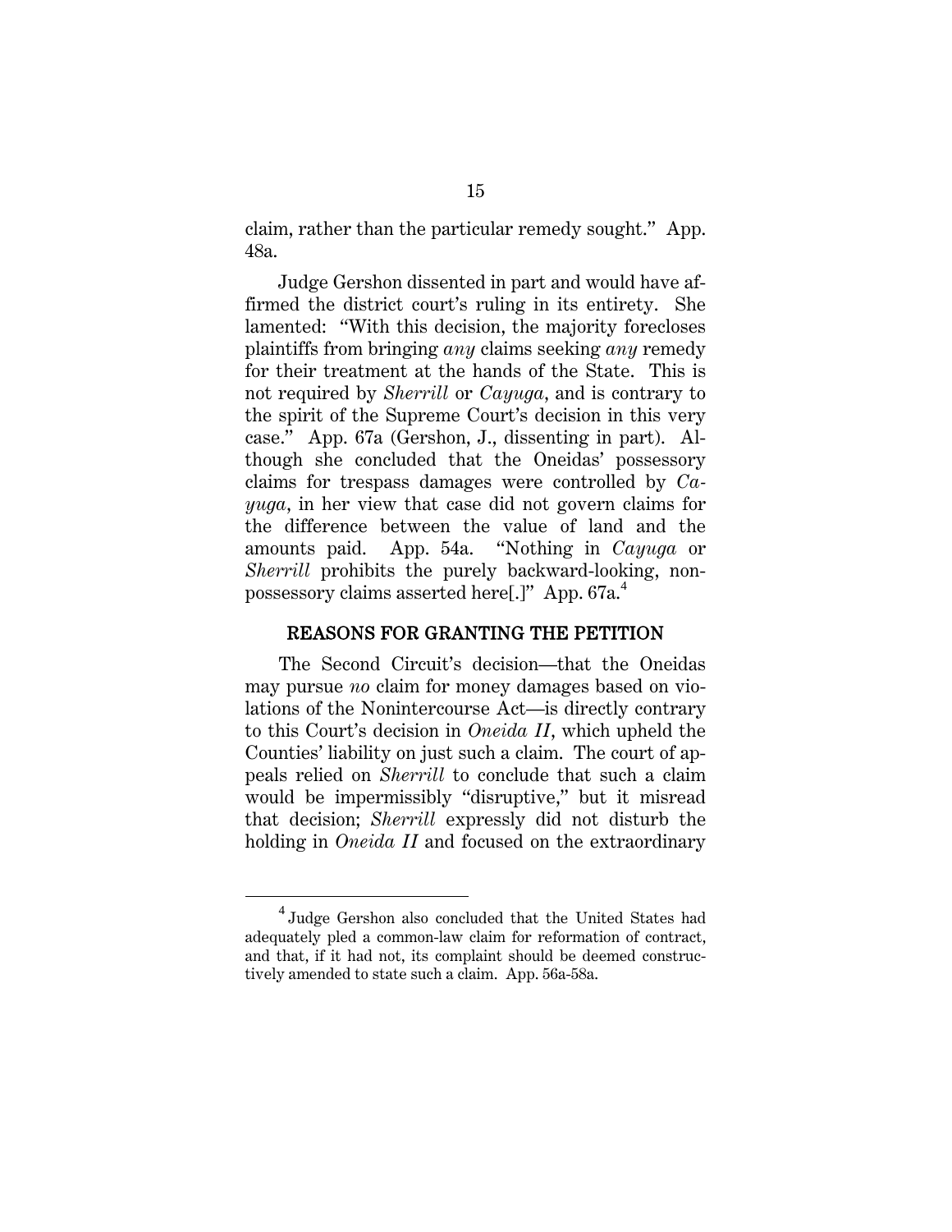claim, rather than the particular remedy sought." App. 48a.

Judge Gershon dissented in part and would have affirmed the district court's ruling in its entirety. She lamented: "With this decision, the majority forecloses plaintiffs from bringing *any* claims seeking *any* remedy for their treatment at the hands of the State. This is not required by *Sherrill* or *Cayuga*, and is contrary to the spirit of the Supreme Court's decision in this very case." App. 67a (Gershon, J., dissenting in part). Although she concluded that the Oneidas' possessory claims for trespass damages were controlled by *Cayuga*, in her view that case did not govern claims for the difference between the value of land and the amounts paid. App. 54a. "Nothing in *Cayuga* or *Sherrill* prohibits the purely backward-looking, nonpossessory claims asserted here[.]" App. 67a.[4]

## REASONS FOR GRANTING THE PETITION

The Second Circuit's decision—that the Oneidas may pursue *no* claim for money damages based on violations of the Nonintercourse Act—is directly contrary to this Court's decision in *Oneida II*, which upheld the Counties' liability on just such a claim. The court of appeals relied on *Sherrill* to conclude that such a claim would be impermissibly "disruptive," but it misread that decision; *Sherrill* expressly did not disturb the holding in *Oneida II* and focused on the extraordinary

[4] Judge Gershon also concluded that the United States had adequately pled a common-law claim for reformation of contract, and that, if it had not, its complaint should be deemed constructively amended to state such a claim. App. 56a-58a.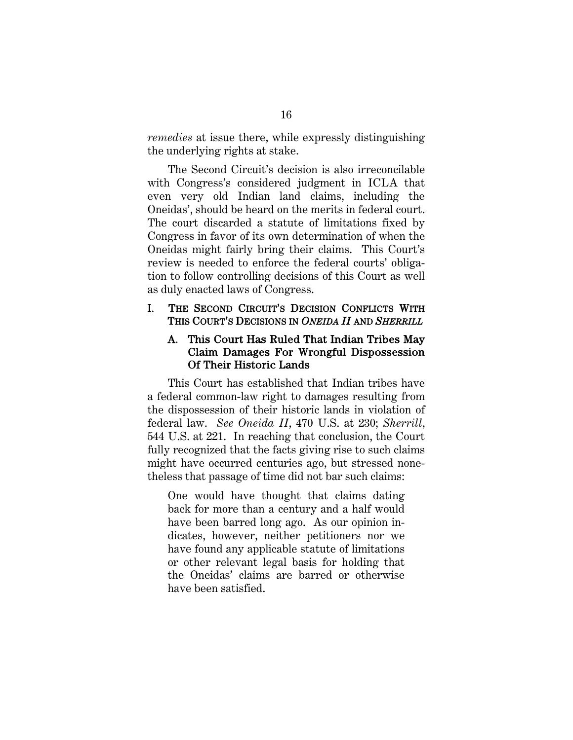*remedies* at issue there, while expressly distinguishing the underlying rights at stake.

The Second Circuit's decision is also irreconcilable with Congress's considered judgment in ICLA that even very old Indian land claims, including the Oneidas', should be heard on the merits in federal court. The court discarded a statute of limitations fixed by Congress in favor of its own determination of when the Oneidas might fairly bring their claims. This Court's review is needed to enforce the federal courts' obligation to follow controlling decisions of this Court as well as duly enacted laws of Congress.

## I. THE SECOND CIRCUIT'S DECISION CONFLICTS WITH THIS COURT'S DECISIONS IN *ONEIDA II* AND *SHERRILL*

### A. This Court Has Ruled That Indian Tribes May Claim Damages For Wrongful Dispossession Of Their Historic Lands

This Court has established that Indian tribes have a federal common-law right to damages resulting from the dispossession of their historic lands in violation of federal law. *See Oneida II*, 470 U.S. at 230; *Sherrill*, 544 U.S. at 221. In reaching that conclusion, the Court fully recognized that the facts giving rise to such claims might have occurred centuries ago, but stressed nonetheless that passage of time did not bar such claims:

> One would have thought that claims dating back for more than a century and a half would have been barred long ago. As our opinion indicates, however, neither petitioners nor we have found any applicable statute of limitations or other relevant legal basis for holding that the Oneidas' claims are barred or otherwise have been satisfied.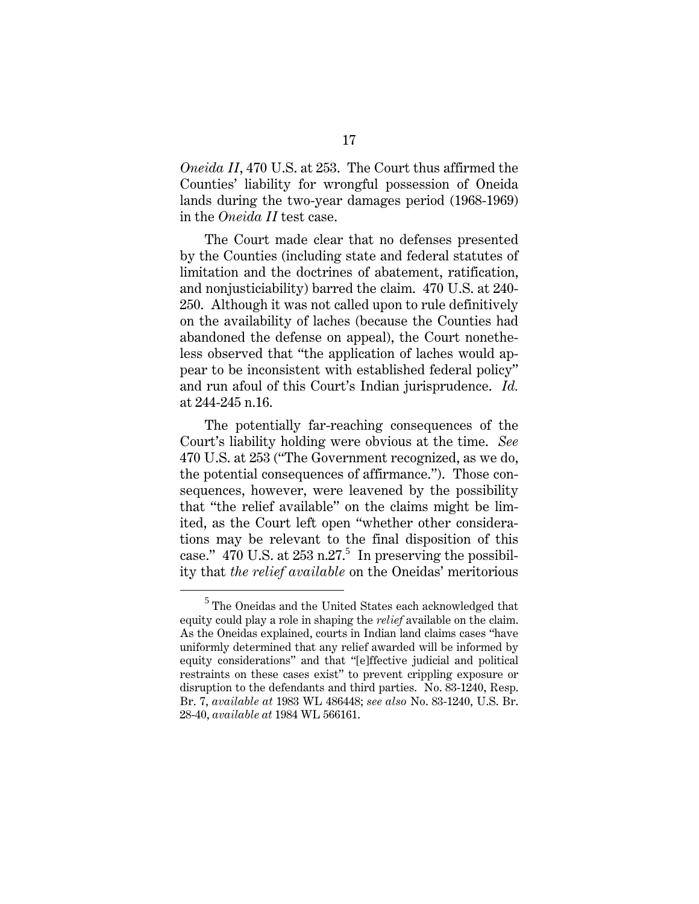*Oneida II*, 470 U.S. at 253. The Court thus affirmed the Counties' liability for wrongful possession of Oneida lands during the two-year damages period (1968-1969) in the *Oneida II* test case.

The Court made clear that no defenses presented by the Counties (including state and federal statutes of limitation and the doctrines of abatement, ratification, and nonjusticiability) barred the claim. 470 U.S. at 240-250. Although it was not called upon to rule definitively on the availability of laches (because the Counties had abandoned the defense on appeal), the Court nonetheless observed that "the application of laches would appear to be inconsistent with established federal policy" and run afoul of this Court's Indian jurisprudence. *Id.* at 244-245 n.16.

The potentially far-reaching consequences of the Court's liability holding were obvious at the time. *See* 470 U.S. at 253 ("The Government recognized, as we do, the potential consequences of affirmance."). Those consequences, however, were leavened by the possibility that "the relief available" on the claims might be limited, as the Court left open "whether other considerations may be relevant to the final disposition of this case." 470 U.S. at 253 n.27.[5] In preserving the possibility that *the relief available* on the Oneidas' meritorious

[5] The Oneidas and the United States each acknowledged that equity could play a role in shaping the *relief* available on the claim. As the Oneidas explained, courts in Indian land claims cases "have uniformly determined that any relief awarded will be informed by equity considerations" and that "[e]ffective judicial and political restraints on these cases exist" to prevent crippling exposure or disruption to the defendants and third parties. No. 83-1240, Resp. Br. 7, *available at* 1983 WL 486448; *see also* No. 83-1240, U.S. Br. 28-40, *available at* 1984 WL 566161.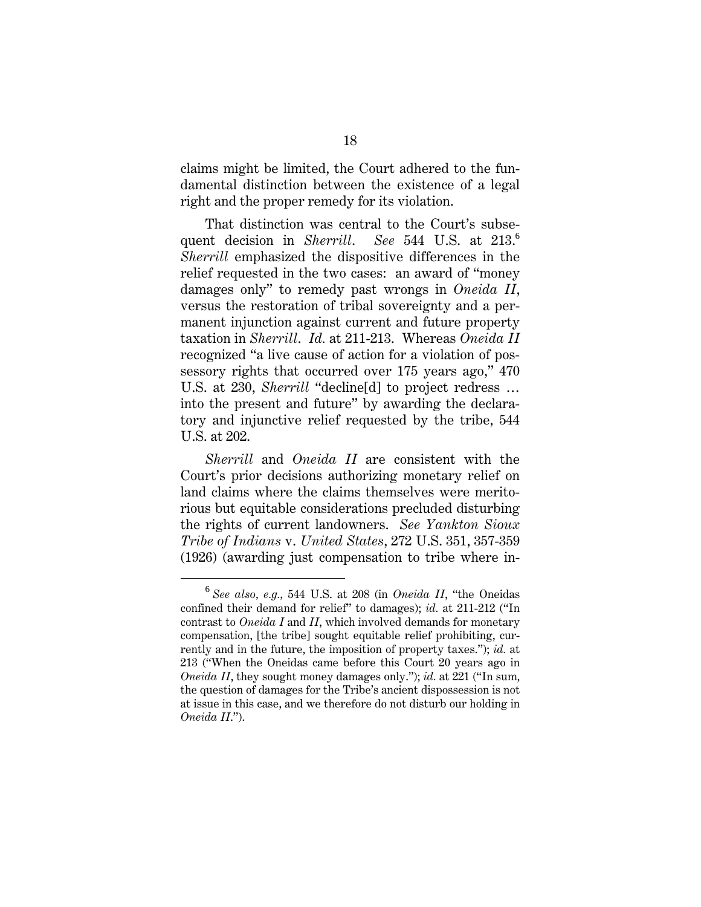claims might be limited, the Court adhered to the fundamental distinction between the existence of a legal right and the proper remedy for its violation.

That distinction was central to the Court's subsequent decision in *Sherrill*. *See* 544 U.S. at 213.[6] *Sherrill* emphasized the dispositive differences in the relief requested in the two cases: an award of "money damages only" to remedy past wrongs in *Oneida II*, versus the restoration of tribal sovereignty and a permanent injunction against current and future property taxation in *Sherrill*. *Id.* at 211-213. Whereas *Oneida II* recognized "a live cause of action for a violation of possessory rights that occurred over 175 years ago," 470 U.S. at 230, *Sherrill* "decline[d] to project redress … into the present and future" by awarding the declaratory and injunctive relief requested by the tribe, 544 U.S. at 202.

*Sherrill* and *Oneida II* are consistent with the Court's prior decisions authorizing monetary relief on land claims where the claims themselves were meritorious but equitable considerations precluded disturbing the rights of current landowners. *See Yankton Sioux Tribe of Indians* v. *United States*, 272 U.S. 351, 357-359 (1926) (awarding just compensation to tribe where in-

---

[6] *See also*, *e.g.*, 544 U.S. at 208 (in *Oneida II*, "the Oneidas confined their demand for relief" to damages); *id.* at 211-212 ("In contrast to *Oneida I* and *II*, which involved demands for monetary compensation, [the tribe] sought equitable relief prohibiting, currently and in the future, the imposition of property taxes."); *id.* at 213 ("When the Oneidas came before this Court 20 years ago in *Oneida II*, they sought money damages only."); *id.* at 221 ("In sum, the question of damages for the Tribe's ancient dispossession is not at issue in this case, and we therefore do not disturb our holding in *Oneida II*.").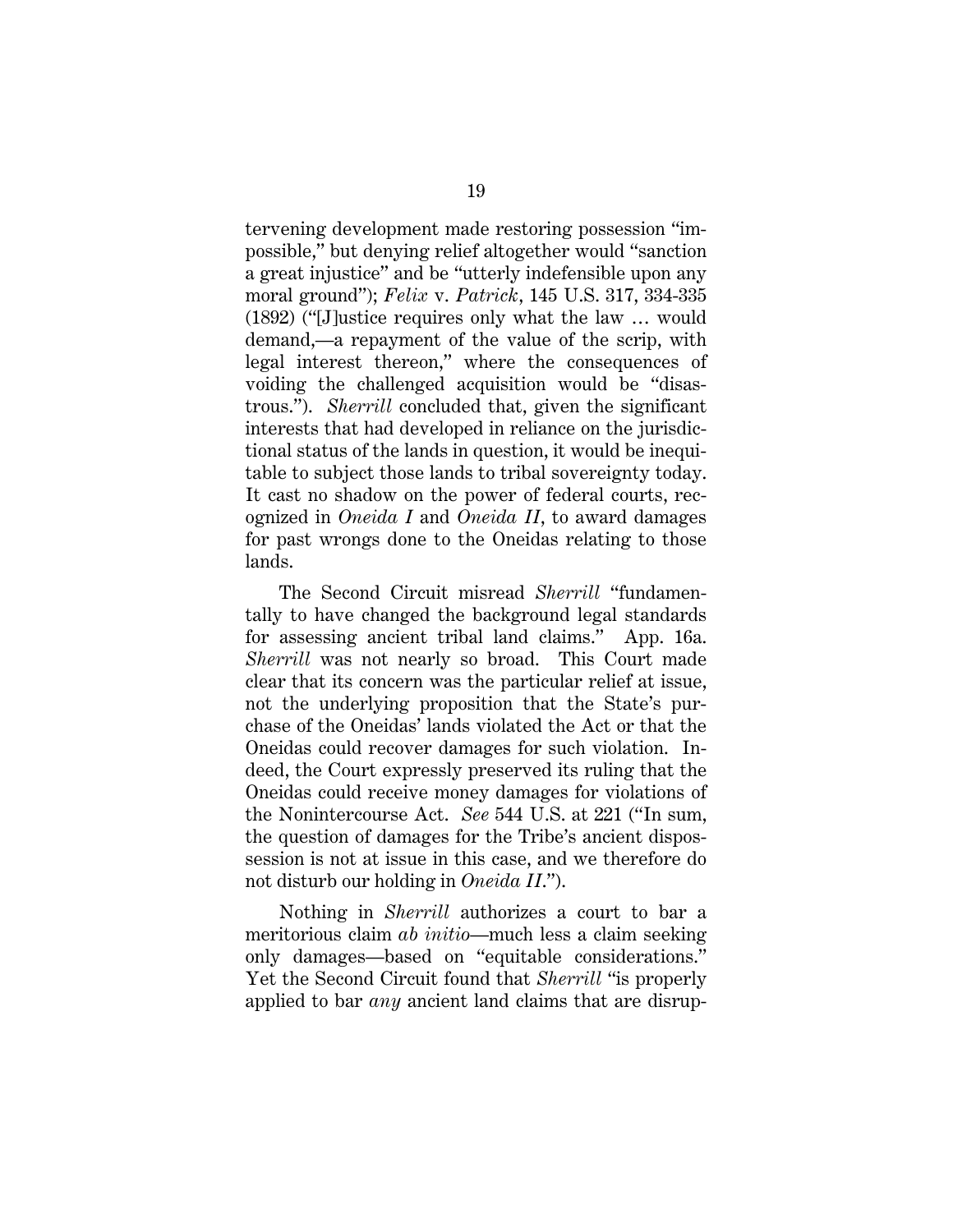tervening development made restoring possession "impossible," but denying relief altogether would "sanction a great injustice" and be "utterly indefensible upon any moral ground"); *Felix* v. *Patrick*, 145 U.S. 317, 334-335 (1892) ("[J]ustice requires only what the law … would demand,—a repayment of the value of the scrip, with legal interest thereon," where the consequences of voiding the challenged acquisition would be "disastrous."). *Sherrill* concluded that, given the significant interests that had developed in reliance on the jurisdictional status of the lands in question, it would be inequitable to subject those lands to tribal sovereignty today. It cast no shadow on the power of federal courts, recognized in *Oneida I* and *Oneida II*, to award damages for past wrongs done to the Oneidas relating to those lands.

The Second Circuit misread *Sherrill* "fundamentally to have changed the background legal standards for assessing ancient tribal land claims." App. 16a. *Sherrill* was not nearly so broad. This Court made clear that its concern was the particular relief at issue, not the underlying proposition that the State's purchase of the Oneidas' lands violated the Act or that the Oneidas could recover damages for such violation. Indeed, the Court expressly preserved its ruling that the Oneidas could receive money damages for violations of the Nonintercourse Act. *See* 544 U.S. at 221 ("In sum, the question of damages for the Tribe's ancient dispossession is not at issue in this case, and we therefore do not disturb our holding in *Oneida II*.").

Nothing in *Sherrill* authorizes a court to bar a meritorious claim *ab initio*—much less a claim seeking only damages—based on "equitable considerations." Yet the Second Circuit found that *Sherrill* "is properly applied to bar *any* ancient land claims that are disrup-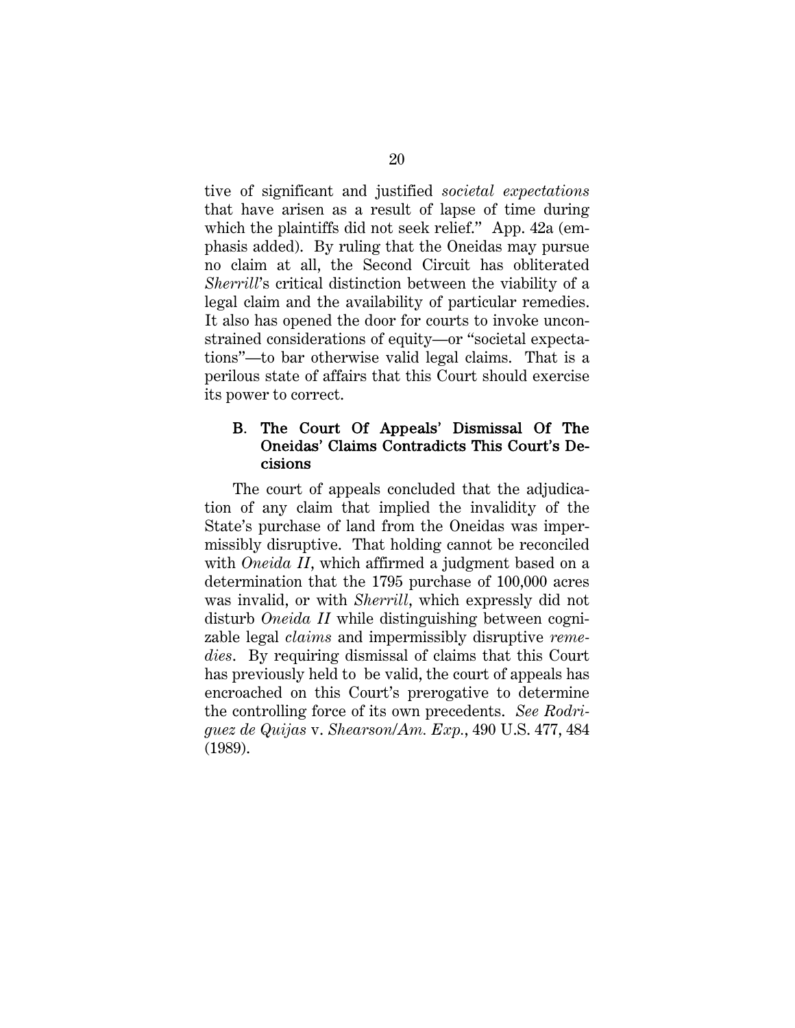tive of significant and justified *societal expectations* that have arisen as a result of lapse of time during which the plaintiffs did not seek relief." App. 42a (emphasis added). By ruling that the Oneidas may pursue no claim at all, the Second Circuit has obliterated *Sherrill*'s critical distinction between the viability of a legal claim and the availability of particular remedies. It also has opened the door for courts to invoke unconstrained considerations of equity—or "societal expectations"—to bar otherwise valid legal claims. That is a perilous state of affairs that this Court should exercise its power to correct.

### B. The Court Of Appeals' Dismissal Of The Oneidas' Claims Contradicts This Court's Decisions

The court of appeals concluded that the adjudication of any claim that implied the invalidity of the State's purchase of land from the Oneidas was impermissibly disruptive. That holding cannot be reconciled with *Oneida II*, which affirmed a judgment based on a determination that the 1795 purchase of 100,000 acres was invalid, or with *Sherrill*, which expressly did not disturb *Oneida II* while distinguishing between cognizable legal *claims* and impermissibly disruptive *remedies*. By requiring dismissal of claims that this Court has previously held to be valid, the court of appeals has encroached on this Court's prerogative to determine the controlling force of its own precedents. *See Rodriguez de Quijas* v. *Shearson/Am. Exp.*, 490 U.S. 477, 484 (1989).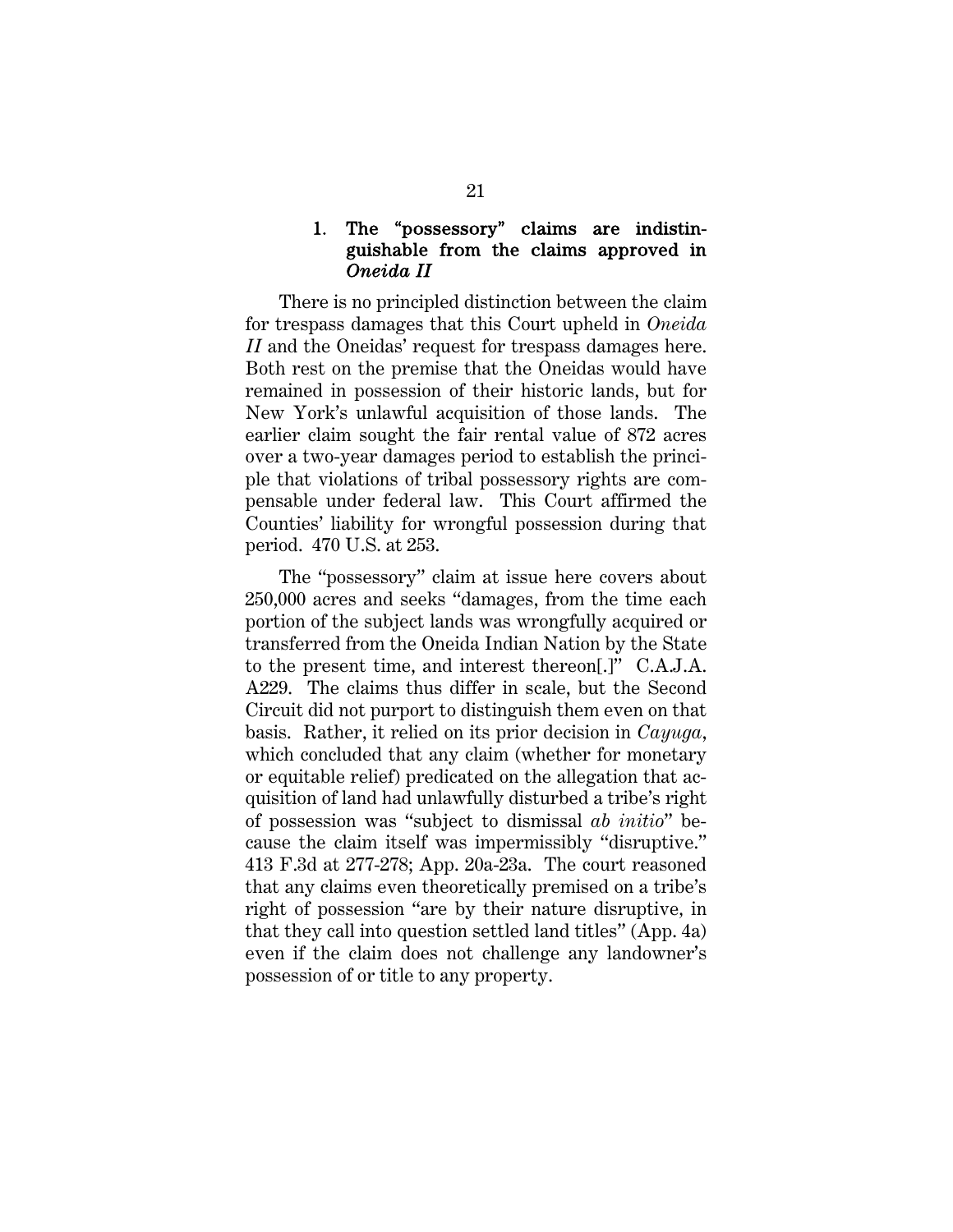### 1. The "possessory" claims are indistinguishable from the claims approved in *Oneida II*

There is no principled distinction between the claim for trespass damages that this Court upheld in *Oneida II* and the Oneidas' request for trespass damages here. Both rest on the premise that the Oneidas would have remained in possession of their historic lands, but for New York's unlawful acquisition of those lands. The earlier claim sought the fair rental value of 872 acres over a two-year damages period to establish the principle that violations of tribal possessory rights are compensable under federal law. This Court affirmed the Counties' liability for wrongful possession during that period. 470 U.S. at 253.

The "possessory" claim at issue here covers about 250,000 acres and seeks "damages, from the time each portion of the subject lands was wrongfully acquired or transferred from the Oneida Indian Nation by the State to the present time, and interest thereon[.]" C.A.J.A. A229. The claims thus differ in scale, but the Second Circuit did not purport to distinguish them even on that basis. Rather, it relied on its prior decision in *Cayuga*, which concluded that any claim (whether for monetary or equitable relief) predicated on the allegation that acquisition of land had unlawfully disturbed a tribe's right of possession was "subject to dismissal *ab initio*" because the claim itself was impermissibly "disruptive." 413 F.3d at 277-278; App. 20a-23a. The court reasoned that any claims even theoretically premised on a tribe's right of possession "are by their nature disruptive, in that they call into question settled land titles" (App. 4a) even if the claim does not challenge any landowner's possession of or title to any property.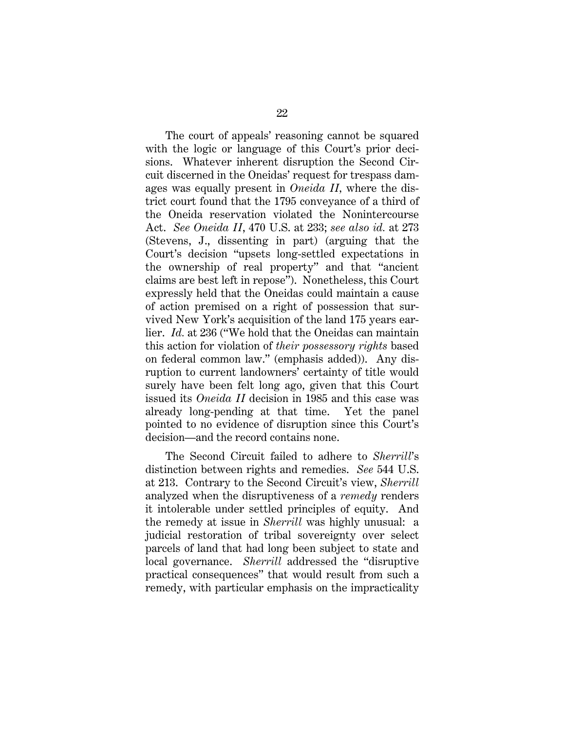The court of appeals' reasoning cannot be squared with the logic or language of this Court's prior decisions. Whatever inherent disruption the Second Circuit discerned in the Oneidas' request for trespass damages was equally present in *Oneida II*, where the district court found that the 1795 conveyance of a third of the Oneida reservation violated the Nonintercourse Act. *See Oneida II*, 470 U.S. at 233; *see also id.* at 273 (Stevens, J., dissenting in part) (arguing that the Court's decision "upsets long-settled expectations in the ownership of real property" and that "ancient claims are best left in repose"). Nonetheless, this Court expressly held that the Oneidas could maintain a cause of action premised on a right of possession that survived New York's acquisition of the land 175 years earlier. *Id.* at 236 ("We hold that the Oneidas can maintain this action for violation of *their possessory rights* based on federal common law." (emphasis added)). Any disruption to current landowners' certainty of title would surely have been felt long ago, given that this Court issued its *Oneida II* decision in 1985 and this case was already long-pending at that time. Yet the panel pointed to no evidence of disruption since this Court's decision—and the record contains none.

The Second Circuit failed to adhere to *Sherrill*'s distinction between rights and remedies. *See* 544 U.S. at 213. Contrary to the Second Circuit's view, *Sherrill* analyzed when the disruptiveness of a *remedy* renders it intolerable under settled principles of equity. And the remedy at issue in *Sherrill* was highly unusual: a judicial restoration of tribal sovereignty over select parcels of land that had long been subject to state and local governance. *Sherrill* addressed the "disruptive practical consequences" that would result from such a remedy, with particular emphasis on the impracticality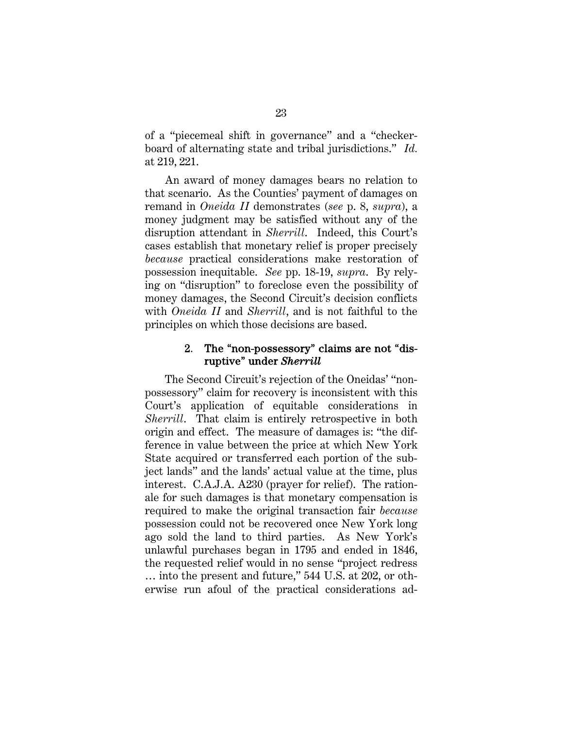of a "piecemeal shift in governance" and a "checkerboard of alternating state and tribal jurisdictions." *Id.* at 219, 221.

An award of money damages bears no relation to that scenario. As the Counties' payment of damages on remand in *Oneida II* demonstrates (*see* p. 8, *supra*), a money judgment may be satisfied without any of the disruption attendant in *Sherrill*. Indeed, this Court's cases establish that monetary relief is proper precisely *because* practical considerations make restoration of possession inequitable. *See* pp. 18-19, *supra*. By relying on "disruption" to foreclose even the possibility of money damages, the Second Circuit's decision conflicts with *Oneida II* and *Sherrill*, and is not faithful to the principles on which those decisions are based.

### 2. The "non-possessory" claims are not "disruptive" under *Sherrill*

The Second Circuit's rejection of the Oneidas' "non-possessory" claim for recovery is inconsistent with this Court's application of equitable considerations in *Sherrill*. That claim is entirely retrospective in both origin and effect. The measure of damages is: "the difference in value between the price at which New York State acquired or transferred each portion of the subject lands" and the lands' actual value at the time, plus interest. C.A.J.A. A230 (prayer for relief). The rationale for such damages is that monetary compensation is required to make the original transaction fair *because* possession could not be recovered once New York long ago sold the land to third parties. As New York's unlawful purchases began in 1795 and ended in 1846, the requested relief would in no sense "project redress … into the present and future," 544 U.S. at 202, or otherwise run afoul of the practical considerations ad-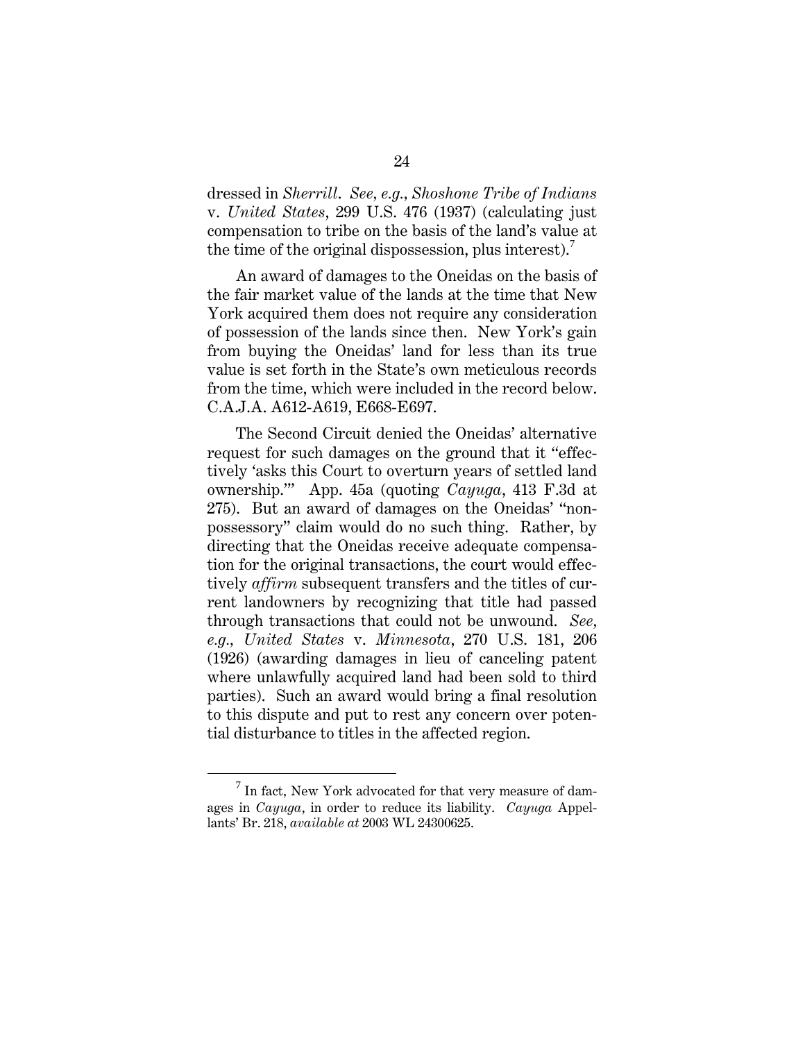dressed in *Sherrill*. *See, e.g.*, *Shoshone Tribe of Indians* v. *United States*, 299 U.S. 476 (1937) (calculating just compensation to tribe on the basis of the land's value at the time of the original dispossession, plus interest).[7]

An award of damages to the Oneidas on the basis of the fair market value of the lands at the time that New York acquired them does not require any consideration of possession of the lands since then. New York's gain from buying the Oneidas' land for less than its true value is set forth in the State's own meticulous records from the time, which were included in the record below. C.A.J.A. A612-A619, E668-E697.

The Second Circuit denied the Oneidas' alternative request for such damages on the ground that it "effectively 'asks this Court to overturn years of settled land ownership.'" App. 45a (quoting *Cayuga*, 413 F.3d at 275). But an award of damages on the Oneidas' "nonpossessory" claim would do no such thing. Rather, by directing that the Oneidas receive adequate compensation for the original transactions, the court would effectively *affirm* subsequent transfers and the titles of current landowners by recognizing that title had passed through transactions that could not be unwound. *See, e.g.*, *United States* v. *Minnesota*, 270 U.S. 181, 206 (1926) (awarding damages in lieu of canceling patent where unlawfully acquired land had been sold to third parties). Such an award would bring a final resolution to this dispute and put to rest any concern over potential disturbance to titles in the affected region.

---

[7] In fact, New York advocated for that very measure of damages in *Cayuga*, in order to reduce its liability. *Cayuga* Appellants' Br. 218, *available at* 2003 WL 24300625.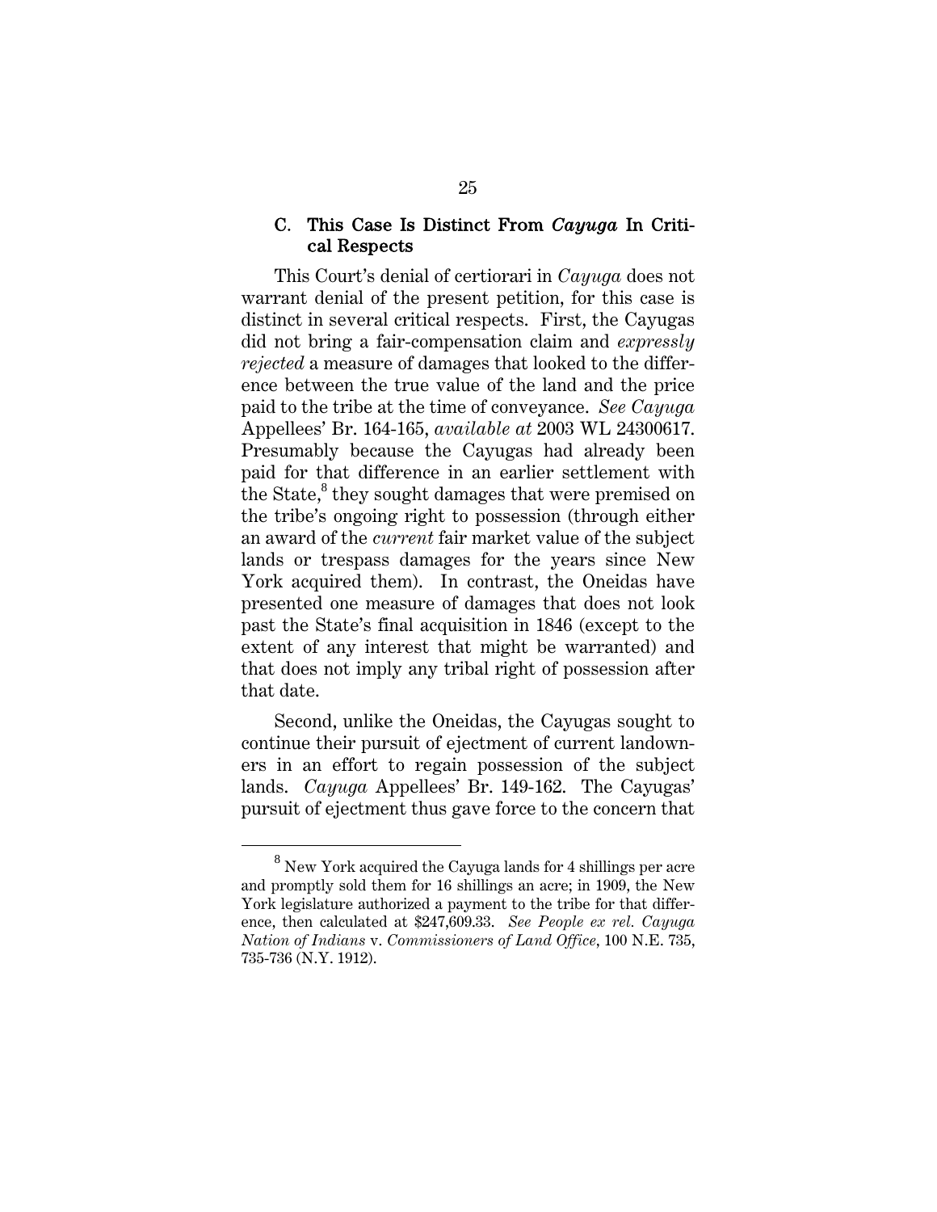### C. This Case Is Distinct From *Cayuga* In Critical Respects

This Court's denial of certiorari in *Cayuga* does not warrant denial of the present petition, for this case is distinct in several critical respects. First, the Cayugas did not bring a fair-compensation claim and *expressly rejected* a measure of damages that looked to the difference between the true value of the land and the price paid to the tribe at the time of conveyance. *See Cayuga* Appellees' Br. 164-165, *available at* 2003 WL 24300617. Presumably because the Cayugas had already been paid for that difference in an earlier settlement with the State,[8] they sought damages that were premised on the tribe's ongoing right to possession (through either an award of the *current* fair market value of the subject lands or trespass damages for the years since New York acquired them). In contrast, the Oneidas have presented one measure of damages that does not look past the State's final acquisition in 1846 (except to the extent of any interest that might be warranted) and that does not imply any tribal right of possession after that date.

Second, unlike the Oneidas, the Cayugas sought to continue their pursuit of ejectment of current landowners in an effort to regain possession of the subject lands. *Cayuga* Appellees' Br. 149-162. The Cayugas' pursuit of ejectment thus gave force to the concern that

[8] New York acquired the Cayuga lands for 4 shillings per acre and promptly sold them for 16 shillings an acre; in 1909, the New York legislature authorized a payment to the tribe for that difference, then calculated at $247,609.33. *See People ex rel. Cayuga Nation of Indians* v. *Commissioners of Land Office*, 100 N.E. 735, 735-736 (N.Y. 1912).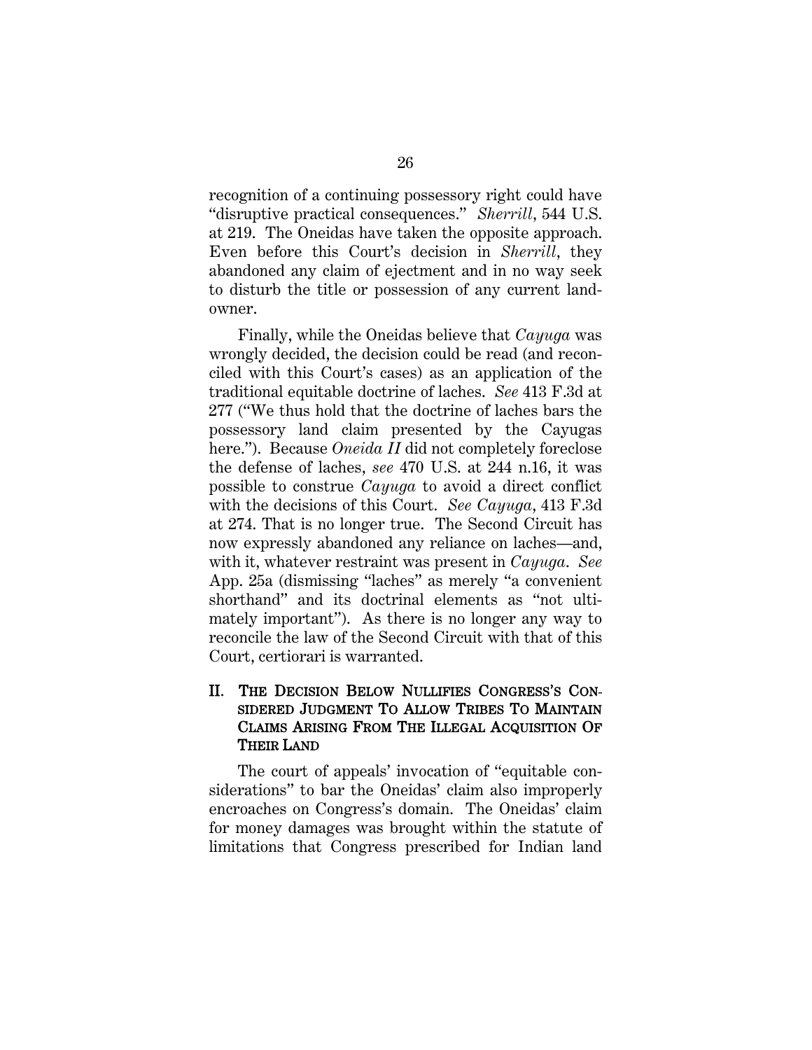recognition of a continuing possessory right could have "disruptive practical consequences." *Sherrill*, 544 U.S. at 219. The Oneidas have taken the opposite approach. Even before this Court's decision in *Sherrill*, they abandoned any claim of ejectment and in no way seek to disturb the title or possession of any current landowner.

Finally, while the Oneidas believe that *Cayuga* was wrongly decided, the decision could be read (and reconciled with this Court's cases) as an application of the traditional equitable doctrine of laches. *See* 413 F.3d at 277 ("We thus hold that the doctrine of laches bars the possessory land claim presented by the Cayugas here."). Because *Oneida II* did not completely foreclose the defense of laches, *see* 470 U.S. at 244 n.16, it was possible to construe *Cayuga* to avoid a direct conflict with the decisions of this Court. *See Cayuga*, 413 F.3d at 274. That is no longer true. The Second Circuit has now expressly abandoned any reliance on laches—and, with it, whatever restraint was present in *Cayuga*. *See* App. 25a (dismissing "laches" as merely "a convenient shorthand" and its doctrinal elements as "not ultimately important"). As there is no longer any way to reconcile the law of the Second Circuit with that of this Court, certiorari is warranted.

## II. THE DECISION BELOW NULLIFIES CONGRESS'S CONSIDERED JUDGMENT TO ALLOW TRIBES TO MAINTAIN CLAIMS ARISING FROM THE ILLEGAL ACQUISITION OF THEIR LAND

The court of appeals' invocation of "equitable considerations" to bar the Oneidas' claim also improperly encroaches on Congress's domain. The Oneidas' claim for money damages was brought within the statute of limitations that Congress prescribed for Indian land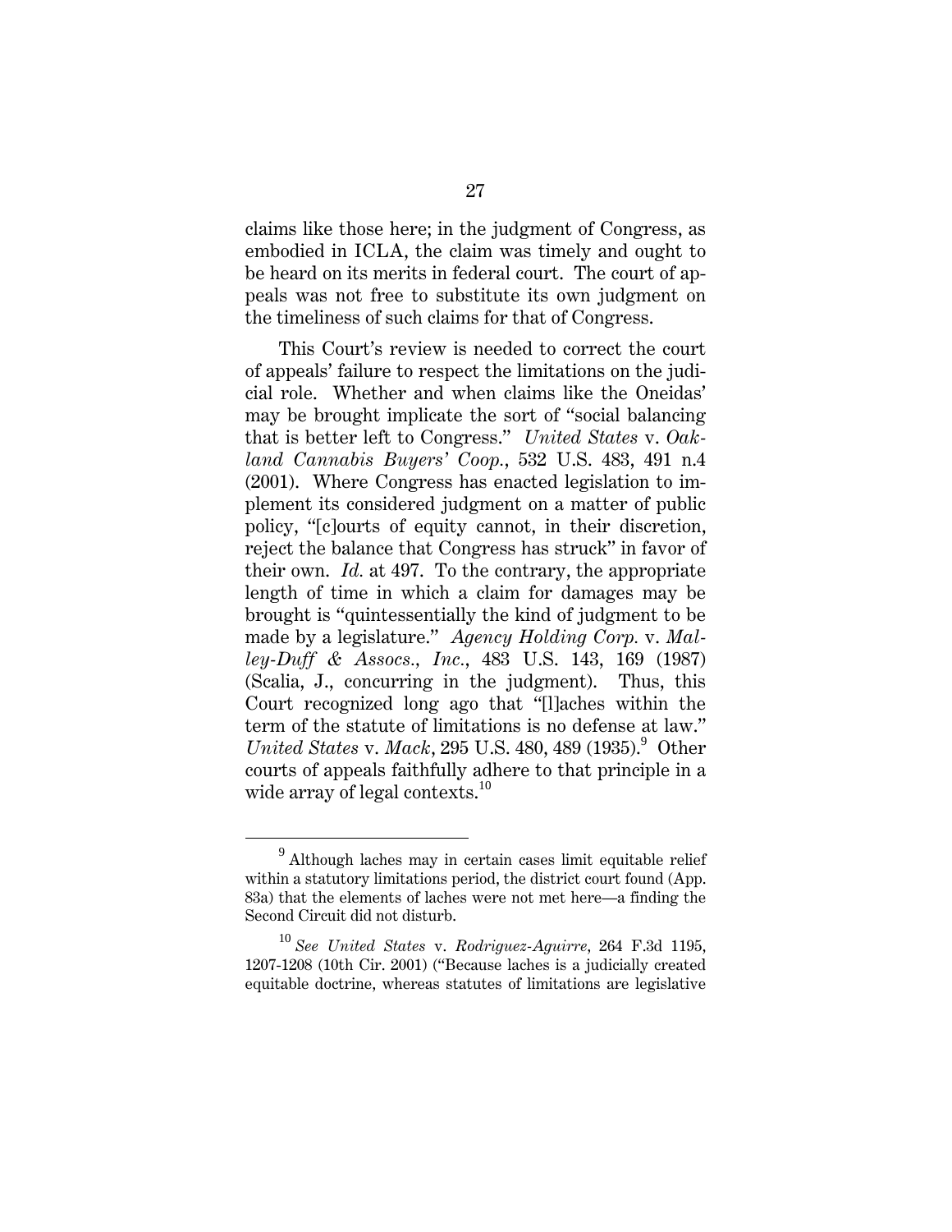claims like those here; in the judgment of Congress, as embodied in ICLA, the claim was timely and ought to be heard on its merits in federal court. The court of appeals was not free to substitute its own judgment on the timeliness of such claims for that of Congress.

This Court's review is needed to correct the court of appeals' failure to respect the limitations on the judicial role. Whether and when claims like the Oneidas' may be brought implicate the sort of "social balancing that is better left to Congress." *United States* v. *Oakland Cannabis Buyers' Coop.*, 532 U.S. 483, 491 n.4 (2001). Where Congress has enacted legislation to implement its considered judgment on a matter of public policy, "[c]ourts of equity cannot, in their discretion, reject the balance that Congress has struck" in favor of their own. *Id.* at 497. To the contrary, the appropriate length of time in which a claim for damages may be brought is "quintessentially the kind of judgment to be made by a legislature." *Agency Holding Corp.* v. *Malley-Duff & Assocs., Inc.*, 483 U.S. 143, 169 (1987) (Scalia, J., concurring in the judgment). Thus, this Court recognized long ago that "[l]aches within the term of the statute of limitations is no defense at law." *United States* v. *Mack*, 295 U.S. 480, 489 (1935).[9] Other courts of appeals faithfully adhere to that principle in a wide array of legal contexts.[10]

---

[9] Although laches may in certain cases limit equitable relief within a statutory limitations period, the district court found (App. 83a) that the elements of laches were not met here—a finding the Second Circuit did not disturb.

[10] *See United States* v. *Rodriguez-Aguirre*, 264 F.3d 1195, 1207-1208 (10th Cir. 2001) ("Because laches is a judicially created equitable doctrine, whereas statutes of limitations are legislative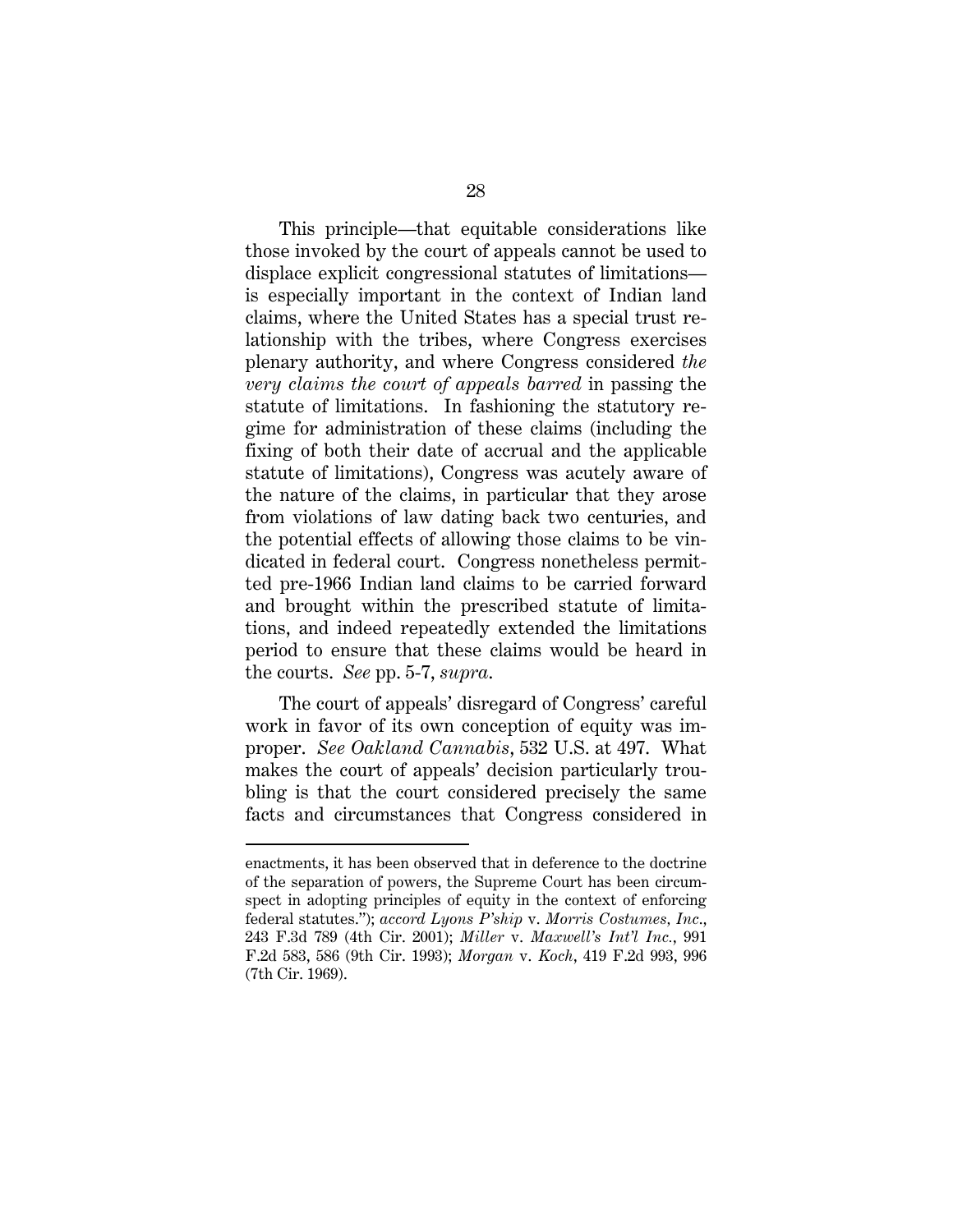This principle—that equitable considerations like those invoked by the court of appeals cannot be used to displace explicit congressional statutes of limitations—is especially important in the context of Indian land claims, where the United States has a special trust relationship with the tribes, where Congress exercises plenary authority, and where Congress considered *the very claims the court of appeals barred* in passing the statute of limitations. In fashioning the statutory regime for administration of these claims (including the fixing of both their date of accrual and the applicable statute of limitations), Congress was acutely aware of the nature of the claims, in particular that they arose from violations of law dating back two centuries, and the potential effects of allowing those claims to be vindicated in federal court. Congress nonetheless permitted pre-1966 Indian land claims to be carried forward and brought within the prescribed statute of limitations, and indeed repeatedly extended the limitations period to ensure that these claims would be heard in the courts. *See* pp. 5-7, *supra*.

The court of appeals' disregard of Congress' careful work in favor of its own conception of equity was improper. *See Oakland Cannabis*, 532 U.S. at 497. What makes the court of appeals' decision particularly troubling is that the court considered precisely the same facts and circumstances that Congress considered in

---

enactments, it has been observed that in deference to the doctrine of the separation of powers, the Supreme Court has been circumspect in adopting principles of equity in the context of enforcing federal statutes."); *accord Lyons P'ship* v. *Morris Costumes, Inc.*, 243 F.3d 789 (4th Cir. 2001); *Miller* v. *Maxwell's Int'l Inc.*, 991 F.2d 583, 586 (9th Cir. 1993); *Morgan* v. *Koch*, 419 F.2d 993, 996 (7th Cir. 1969).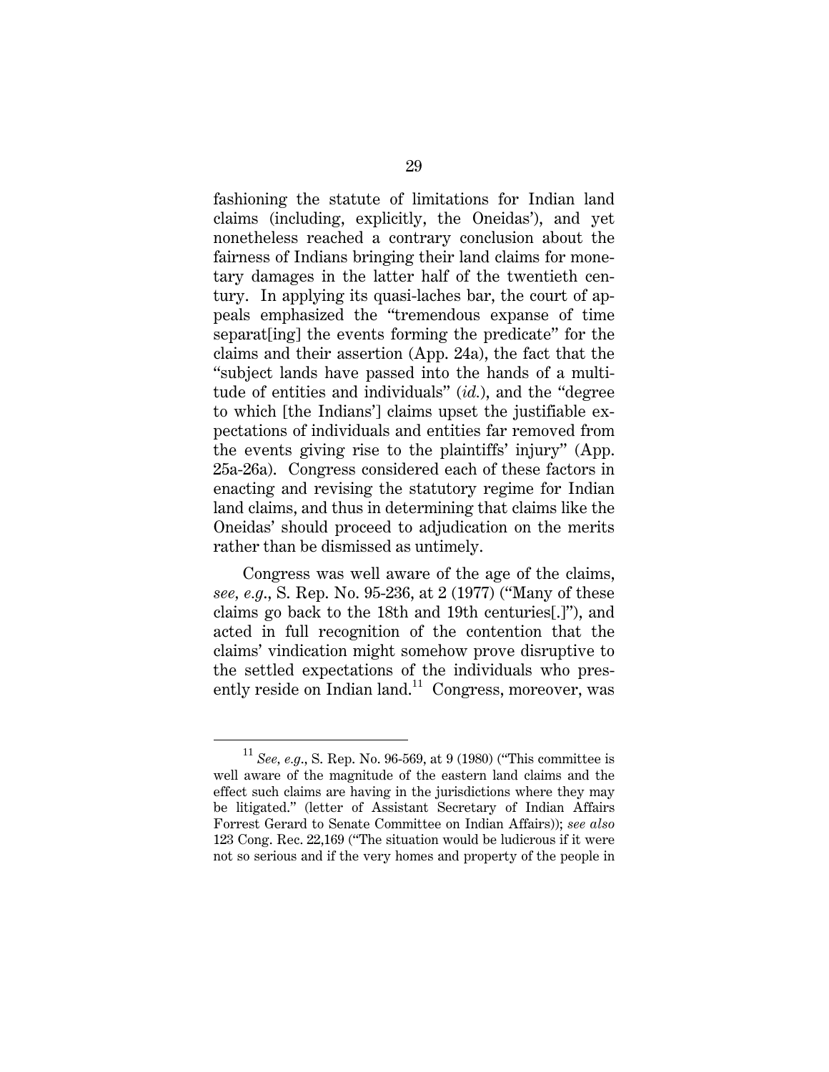fashioning the statute of limitations for Indian land claims (including, explicitly, the Oneidas'), and yet nonetheless reached a contrary conclusion about the fairness of Indians bringing their land claims for monetary damages in the latter half of the twentieth century. In applying its quasi-laches bar, the court of appeals emphasized the "tremendous expanse of time separat[ing] the events forming the predicate" for the claims and their assertion (App. 24a), the fact that the "subject lands have passed into the hands of a multitude of entities and individuals" (*id.*), and the "degree to which [the Indians'] claims upset the justifiable expectations of individuals and entities far removed from the events giving rise to the plaintiffs' injury" (App. 25a-26a). Congress considered each of these factors in enacting and revising the statutory regime for Indian land claims, and thus in determining that claims like the Oneidas' should proceed to adjudication on the merits rather than be dismissed as untimely.

Congress was well aware of the age of the claims, *see, e.g.*, S. Rep. No. 95-236, at 2 (1977) ("Many of these claims go back to the 18th and 19th centuries[.]"), and acted in full recognition of the contention that the claims' vindication might somehow prove disruptive to the settled expectations of the individuals who presently reside on Indian land.[11] Congress, moreover, was

[11] *See, e.g.*, S. Rep. No. 96-569, at 9 (1980) ("This committee is well aware of the magnitude of the eastern land claims and the effect such claims are having in the jurisdictions where they may be litigated." (letter of Assistant Secretary of Indian Affairs Forrest Gerard to Senate Committee on Indian Affairs)); *see also* 123 Cong. Rec. 22,169 ("The situation would be ludicrous if it were not so serious and if the very homes and property of the people in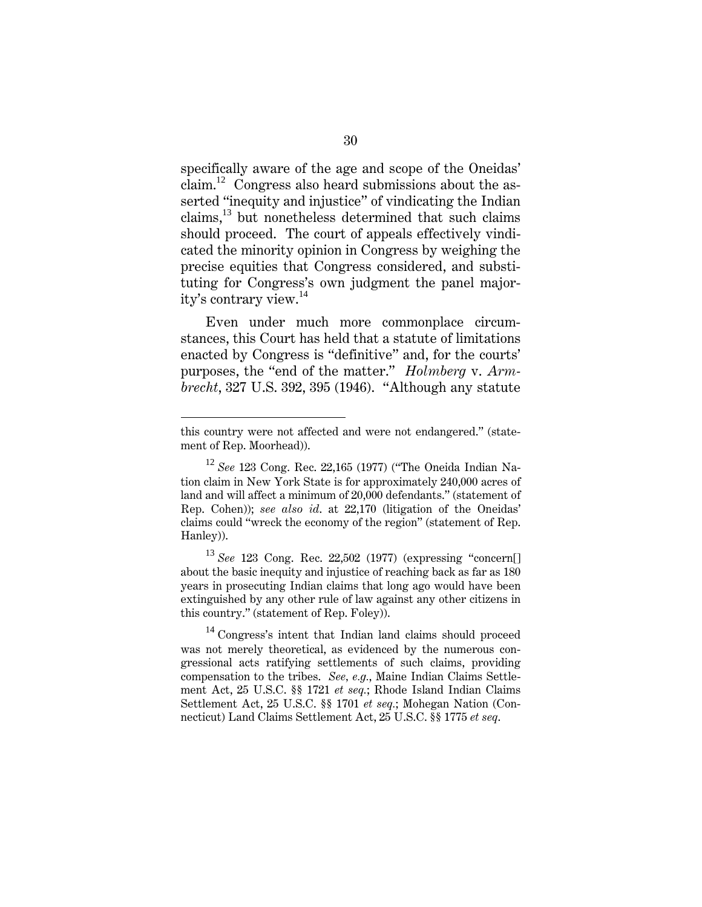specifically aware of the age and scope of the Oneidas' claim.[12] Congress also heard submissions about the asserted "inequity and injustice" of vindicating the Indian claims,[13] but nonetheless determined that such claims should proceed. The court of appeals effectively vindicated the minority opinion in Congress by weighing the precise equities that Congress considered, and substituting for Congress's own judgment the panel majority's contrary view.[14]

Even under much more commonplace circumstances, this Court has held that a statute of limitations enacted by Congress is "definitive" and, for the courts' purposes, the "end of the matter." *Holmberg* v. *Armbrecht*, 327 U.S. 392, 395 (1946). "Although any statute

---

this country were not affected and were not endangered." (statement of Rep. Moorhead)).

[12] *See* 123 Cong. Rec. 22,165 (1977) ("The Oneida Indian Nation claim in New York State is for approximately 240,000 acres of land and will affect a minimum of 20,000 defendants." (statement of Rep. Cohen)); *see also id*. at 22,170 (litigation of the Oneidas' claims could "wreck the economy of the region" (statement of Rep. Hanley)).

[13] *See* 123 Cong. Rec. 22,502 (1977) (expressing "concern[] about the basic inequity and injustice of reaching back as far as 180 years in prosecuting Indian claims that long ago would have been extinguished by any other rule of law against any other citizens in this country." (statement of Rep. Foley)).

[14] Congress's intent that Indian land claims should proceed was not merely theoretical, as evidenced by the numerous congressional acts ratifying settlements of such claims, providing compensation to the tribes. *See, e.g.*, Maine Indian Claims Settlement Act, 25 U.S.C. §§ 1721 *et seq.*; Rhode Island Indian Claims Settlement Act, 25 U.S.C. §§ 1701 *et seq.*; Mohegan Nation (Connecticut) Land Claims Settlement Act, 25 U.S.C. §§ 1775 *et seq.*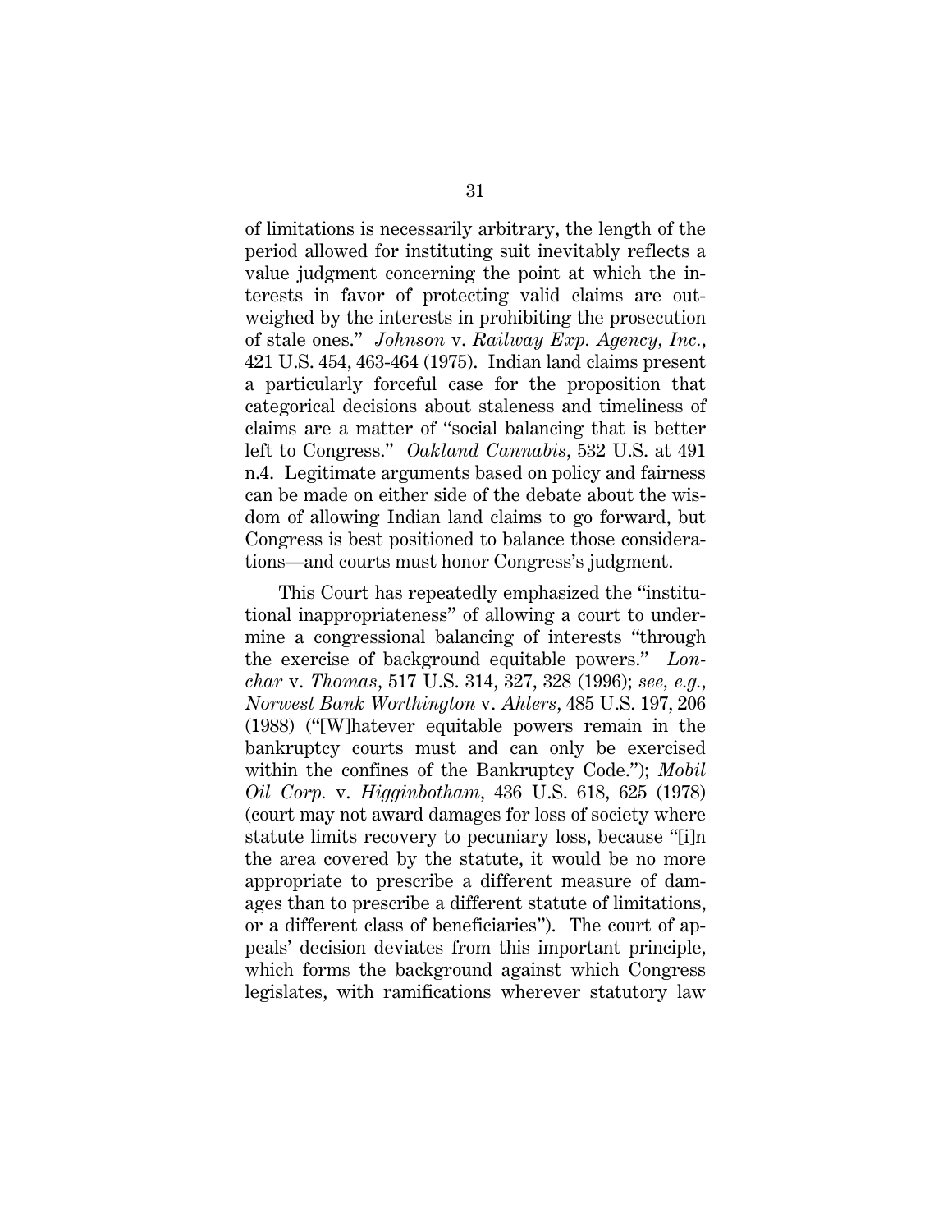of limitations is necessarily arbitrary, the length of the period allowed for instituting suit inevitably reflects a value judgment concerning the point at which the interests in favor of protecting valid claims are outweighed by the interests in prohibiting the prosecution of stale ones." *Johnson* v. *Railway Exp. Agency, Inc.*, 421 U.S. 454, 463-464 (1975). Indian land claims present a particularly forceful case for the proposition that categorical decisions about staleness and timeliness of claims are a matter of "social balancing that is better left to Congress." *Oakland Cannabis*, 532 U.S. at 491 n.4. Legitimate arguments based on policy and fairness can be made on either side of the debate about the wisdom of allowing Indian land claims to go forward, but Congress is best positioned to balance those considerations—and courts must honor Congress's judgment.

This Court has repeatedly emphasized the "institutional inappropriateness" of allowing a court to undermine a congressional balancing of interests "through the exercise of background equitable powers." *Lonchar* v. *Thomas*, 517 U.S. 314, 327, 328 (1996); *see, e.g.*, *Norwest Bank Worthington* v. *Ahlers*, 485 U.S. 197, 206 (1988) ("[W]hatever equitable powers remain in the bankruptcy courts must and can only be exercised within the confines of the Bankruptcy Code."); *Mobil Oil Corp.* v. *Higginbotham*, 436 U.S. 618, 625 (1978) (court may not award damages for loss of society where statute limits recovery to pecuniary loss, because "[i]n the area covered by the statute, it would be no more appropriate to prescribe a different measure of damages than to prescribe a different statute of limitations, or a different class of beneficiaries"). The court of appeals' decision deviates from this important principle, which forms the background against which Congress legislates, with ramifications wherever statutory law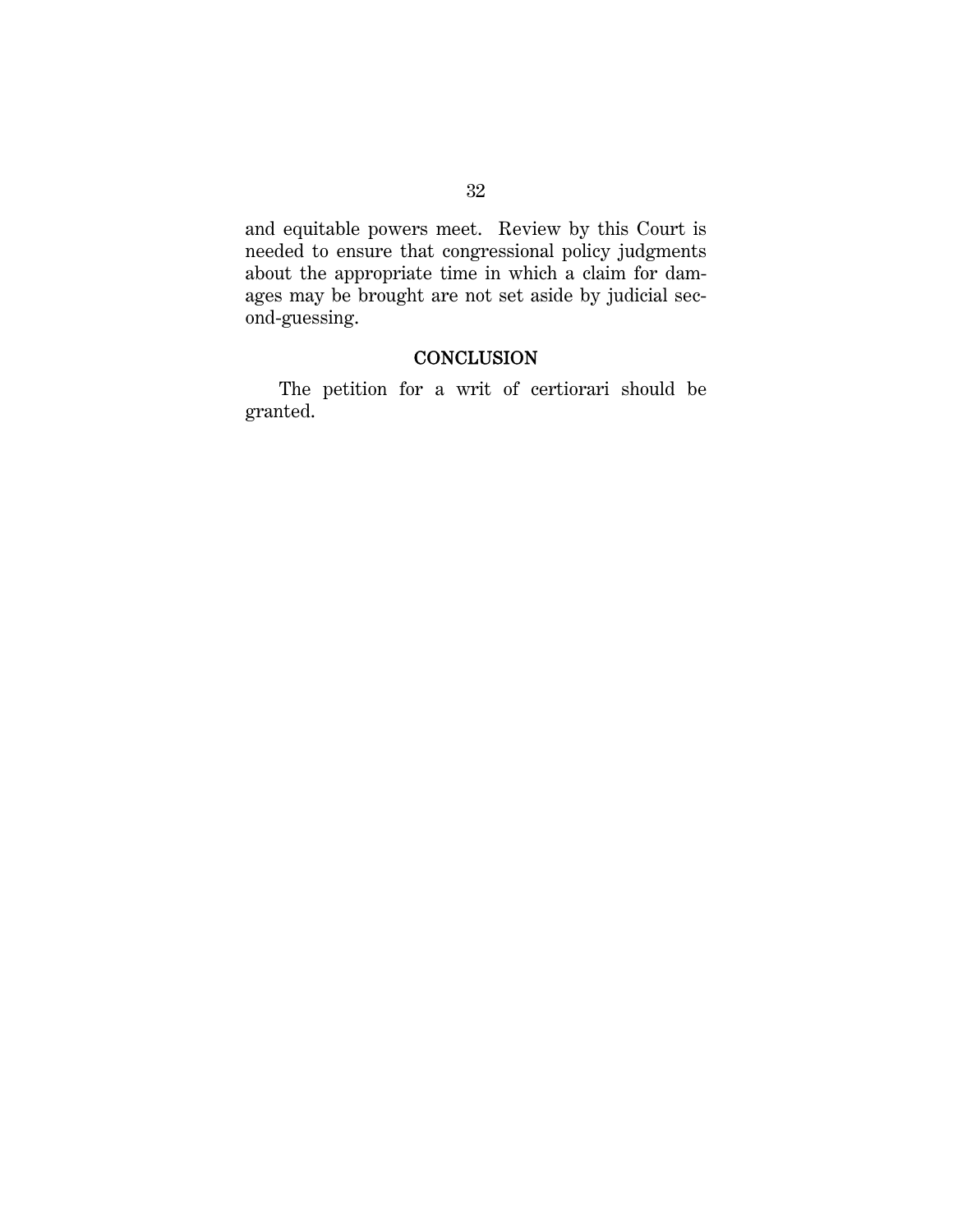and equitable powers meet. Review by this Court is needed to ensure that congressional policy judgments about the appropriate time in which a claim for damages may be brought are not set aside by judicial second-guessing.

## CONCLUSION

The petition for a writ of certiorari should be granted.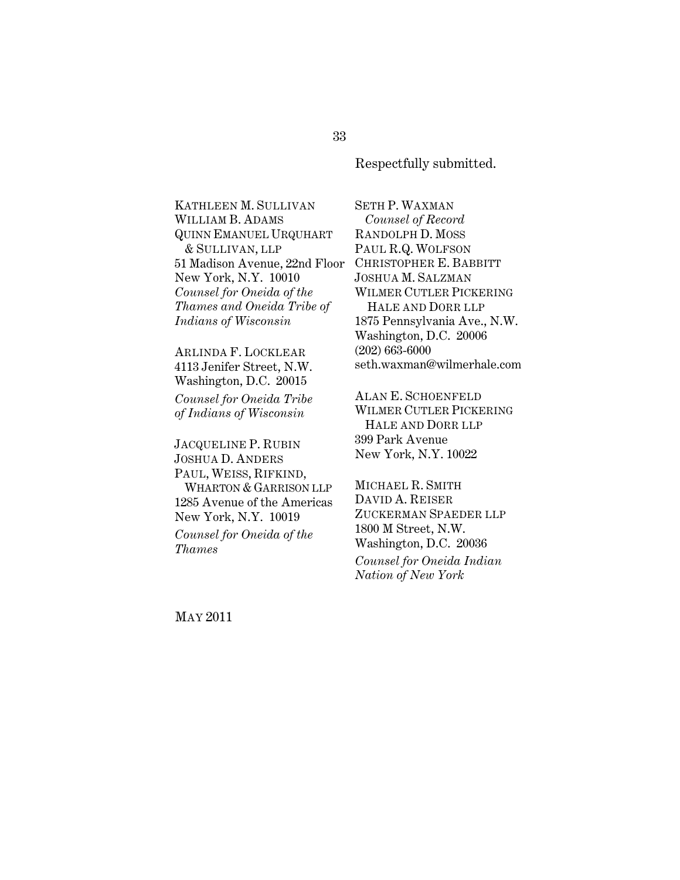Respectfully submitted.

KATHLEEN M. SULLIVAN
WILLIAM B. ADAMS
QUINN EMANUEL URQUHART & SULLIVAN, LLP
51 Madison Avenue, 22nd Floor
New York, N.Y. 10010
*Counsel for Oneida of the Thames and Oneida Tribe of Indians of Wisconsin*

ARLINDA F. LOCKLEAR
4113 Jenifer Street, N.W.
Washington, D.C. 20015
*Counsel for Oneida Tribe of Indians of Wisconsin*

JACQUELINE P. RUBIN
JOSHUA D. ANDERS
PAUL, WEISS, RIFKIND, WHARTON & GARRISON LLP
1285 Avenue of the Americas
New York, N.Y. 10019
*Counsel for Oneida of the Thames*

SETH P. WAXMAN
*Counsel of Record*
RANDOLPH D. MOSS
PAUL R.Q. WOLFSON
CHRISTOPHER E. BABBITT
JOSHUA M. SALZMAN
WILMER CUTLER PICKERING HALE AND DORR LLP
1875 Pennsylvania Ave., N.W.
Washington, D.C. 20006
(202) 663-6000
seth.waxman@wilmerhale.com

ALAN E. SCHOENFELD
WILMER CUTLER PICKERING HALE AND DORR LLP
399 Park Avenue
New York, N.Y. 10022

MICHAEL R. SMITH
DAVID A. REISER
ZUCKERMAN SPAEDER LLP
1800 M Street, N.W.
Washington, D.C. 20036
*Counsel for Oneida Indian Nation of New York*

MAY 2011